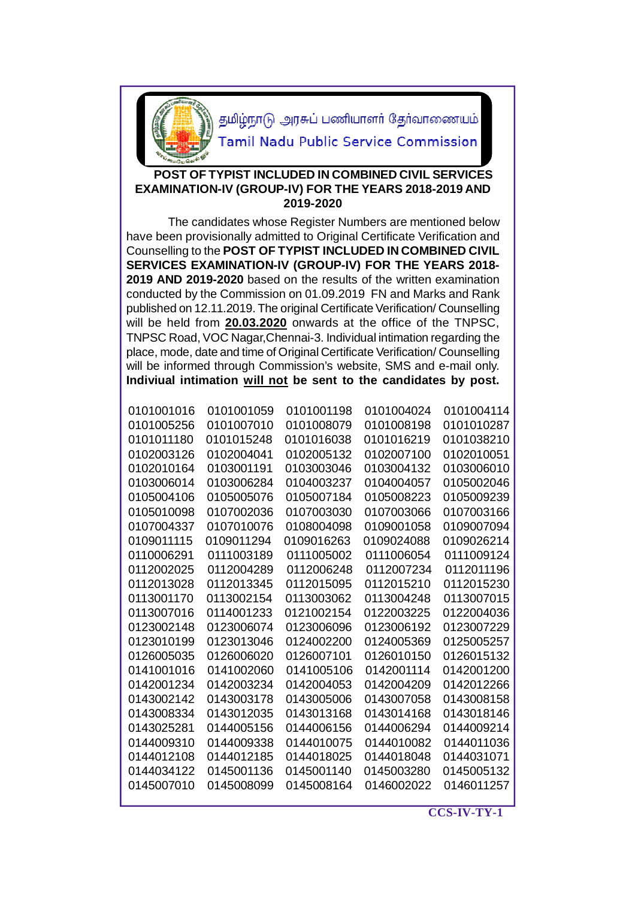தமிழ்நாடு அரசுப் பணியாளர் தேர்வாணையம்

Tamil Nadu Public Service Commission

## POST OF TYPIST INCLUDED IN COMBINED CIVIL SERVICES EXAMINATION-IV (GROUP-IV) FOR THE YEARS 2018-2019 AND 2019-2020

The candidates whose Register Numbers are mentioned below have been provisionally admitted to Original Certificate Verification and Counselling to the **POST OF TYPIST INCLUDED IN COMBINED CIVIL SERVICES EXAMINATION-IV (GROUP-IV) FOR THE YEARS 2018-2019 AND 2019-2020** based on the results of the written examination conducted by the Commission on 01.09.2019 FN and Marks and Rank published on 12.11.2019. The original Certificate Verification/ Counselling will be held from **20.03.2020** onwards at the office of the TNPSC, TNPSC Road, VOC Nagar,Chennai-3. Individual intimation regarding the place, mode, date and time of Original Certificate Verification/ Counselling will be informed through Commission's website, SMS and e-mail only. **Indiviual intimation will not be sent to the candidates by post.**

| | | | | |
|---|---|---|---|---|
| 0101001016 | 0101001059 | 0101001198 | 0101004024 | 0101004114 |
| 0101005256 | 0101007010 | 0101008079 | 0101008198 | 0101010287 |
| 0101011180 | 0101015248 | 0101016038 | 0101016219 | 0101038210 |
| 0102003126 | 0102004041 | 0102005132 | 0102007100 | 0102010051 |
| 0102010164 | 0103001191 | 0103003046 | 0103004132 | 0103006010 |
| 0103006014 | 0103006284 | 0104003237 | 0104004057 | 0105002046 |
| 0105004106 | 0105005076 | 0105007184 | 0105008223 | 0105009239 |
| 0105010098 | 0107002036 | 0107003030 | 0107003066 | 0107003166 |
| 0107004337 | 0107010076 | 0108004098 | 0109001058 | 0109007094 |
| 0109011115 | 0109011294 | 0109016263 | 0109024088 | 0109026214 |
| 0110006291 | 0111003189 | 0111005002 | 0111006054 | 0111009124 |
| 0112002025 | 0112004289 | 0112006248 | 0112007234 | 0112011196 |
| 0112013028 | 0112013345 | 0112015095 | 0112015210 | 0112015230 |
| 0113001170 | 0113002154 | 0113003062 | 0113004248 | 0113007015 |
| 0113007016 | 0114001233 | 0121002154 | 0122003225 | 0122004036 |
| 0123002148 | 0123006074 | 0123006096 | 0123006192 | 0123007229 |
| 0123010199 | 0123013046 | 0124002200 | 0124005369 | 0125005257 |
| 0126005035 | 0126006020 | 0126007101 | 0126010150 | 0126015132 |
| 0141001016 | 0141002060 | 0141005106 | 0142001114 | 0142001200 |
| 0142001234 | 0142003234 | 0142004053 | 0142004209 | 0142012266 |
| 0143002142 | 0143003178 | 0143005006 | 0143007058 | 0143008158 |
| 0143008334 | 0143012035 | 0143013168 | 0143014168 | 0143018146 |
| 0143025281 | 0144005156 | 0144006156 | 0144006294 | 0144009214 |
| 0144009310 | 0144009338 | 0144010075 | 0144010082 | 0144011036 |
| 0144012108 | 0144012185 | 0144018025 | 0144018048 | 0144031071 |
| 0144034122 | 0145001136 | 0145001140 | 0145003280 | 0145005132 |
| 0145007010 | 0145008099 | 0145008164 | 0146002022 | 0146011257 |

CCS-IV-TY-1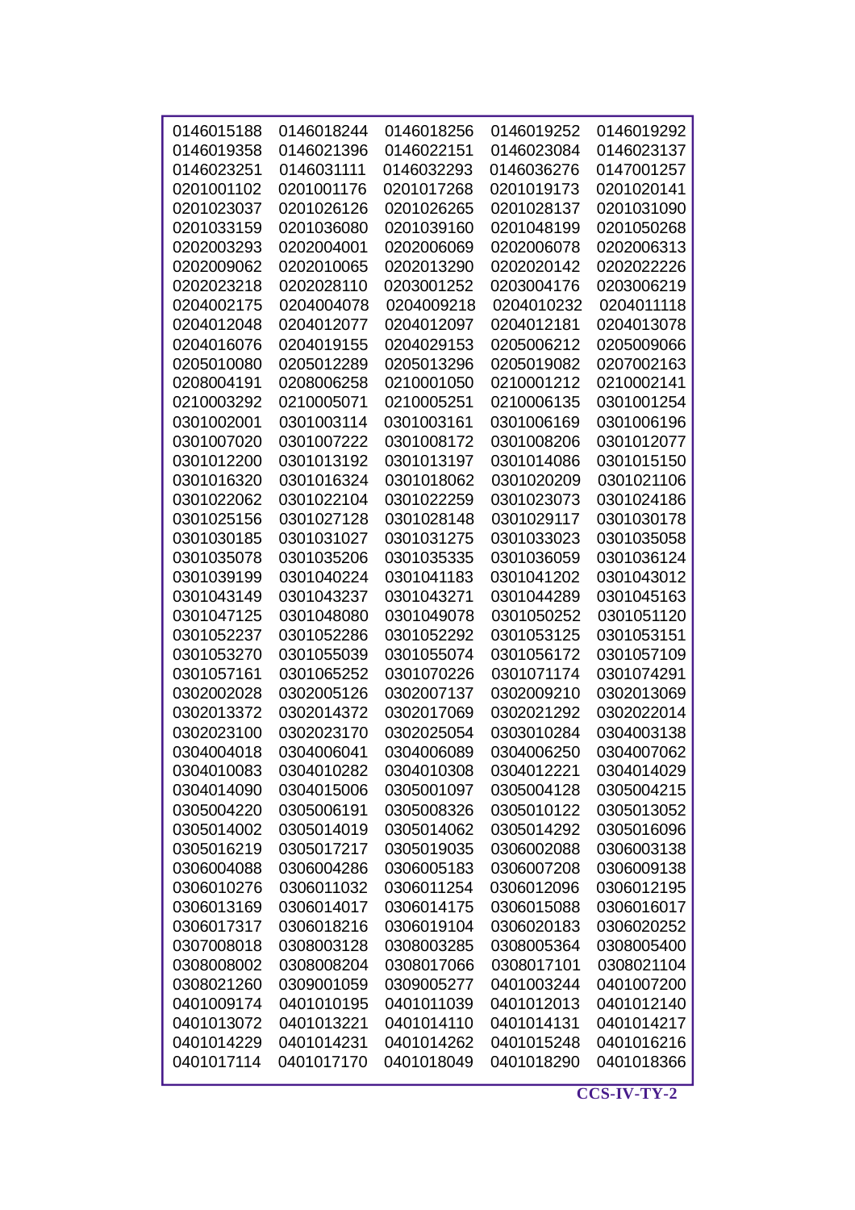| | | | | |
|---|---|---|---|---|
| 0146015188 | 0146018244 | 0146018256 | 0146019252 | 0146019292 |
| 0146019358 | 0146021396 | 0146022151 | 0146023084 | 0146023137 |
| 0146023251 | 0146031111 | 0146032293 | 0146036276 | 0147001257 |
| 0201001102 | 0201001176 | 0201017268 | 0201019173 | 0201020141 |
| 0201023037 | 0201026126 | 0201026265 | 0201028137 | 0201031090 |
| 0201033159 | 0201036080 | 0201039160 | 0201048199 | 0201050268 |
| 0202003293 | 0202004001 | 0202006069 | 0202006078 | 0202006313 |
| 0202009062 | 0202010065 | 0202013290 | 0202020142 | 0202022226 |
| 0202023218 | 0202028110 | 0203001252 | 0203004176 | 0203006219 |
| 0204002175 | 0204004078 | 0204009218 | 0204010232 | 0204011118 |
| 0204012048 | 0204012077 | 0204012097 | 0204012181 | 0204013078 |
| 0204016076 | 0204019155 | 0204029153 | 0205006212 | 0205009066 |
| 0205010080 | 0205012289 | 0205013296 | 0205019082 | 0207002163 |
| 0208004191 | 0208006258 | 0210001050 | 0210001212 | 0210002141 |
| 0210003292 | 0210005071 | 0210005251 | 0210006135 | 0301001254 |
| 0301002001 | 0301003114 | 0301003161 | 0301006169 | 0301006196 |
| 0301007020 | 0301007222 | 0301008172 | 0301008206 | 0301012077 |
| 0301012200 | 0301013192 | 0301013197 | 0301014086 | 0301015150 |
| 0301016320 | 0301016324 | 0301018062 | 0301020209 | 0301021106 |
| 0301022062 | 0301022104 | 0301022259 | 0301023073 | 0301024186 |
| 0301025156 | 0301027128 | 0301028148 | 0301029117 | 0301030178 |
| 0301030185 | 0301031027 | 0301031275 | 0301033023 | 0301035058 |
| 0301035078 | 0301035206 | 0301035335 | 0301036059 | 0301036124 |
| 0301039199 | 0301040224 | 0301041183 | 0301041202 | 0301043012 |
| 0301043149 | 0301043237 | 0301043271 | 0301044289 | 0301045163 |
| 0301047125 | 0301048080 | 0301049078 | 0301050252 | 0301051120 |
| 0301052237 | 0301052286 | 0301052292 | 0301053125 | 0301053151 |
| 0301053270 | 0301055039 | 0301055074 | 0301056172 | 0301057109 |
| 0301057161 | 0301065252 | 0301070226 | 0301071174 | 0301074291 |
| 0302002028 | 0302005126 | 0302007137 | 0302009210 | 0302013069 |
| 0302013372 | 0302014372 | 0302017069 | 0302021292 | 0302022014 |
| 0302023100 | 0302023170 | 0302025054 | 0303010284 | 0304003138 |
| 0304004018 | 0304006041 | 0304006089 | 0304006250 | 0304007062 |
| 0304010083 | 0304010282 | 0304010308 | 0304012221 | 0304014029 |
| 0304014090 | 0304015006 | 0305001097 | 0305004128 | 0305004215 |
| 0305004220 | 0305006191 | 0305008326 | 0305010122 | 0305013052 |
| 0305014002 | 0305014019 | 0305014062 | 0305014292 | 0305016096 |
| 0305016219 | 0305017217 | 0305019035 | 0306002088 | 0306003138 |
| 0306004088 | 0306004286 | 0306005183 | 0306007208 | 0306009138 |
| 0306010276 | 0306011032 | 0306011254 | 0306012096 | 0306012195 |
| 0306013169 | 0306014017 | 0306014175 | 0306015088 | 0306016017 |
| 0306017317 | 0306018216 | 0306019104 | 0306020183 | 0306020252 |
| 0307008018 | 0308003128 | 0308003285 | 0308005364 | 0308005400 |
| 0308008002 | 0308008204 | 0308017066 | 0308017101 | 0308021104 |
| 0308021260 | 0309001059 | 0309005277 | 0401003244 | 0401007200 |
| 0401009174 | 0401010195 | 0401011039 | 0401012013 | 0401012140 |
| 0401013072 | 0401013221 | 0401014110 | 0401014131 | 0401014217 |
| 0401014229 | 0401014231 | 0401014262 | 0401015248 | 0401016216 |
| 0401017114 | 0401017170 | 0401018049 | 0401018290 | 0401018366 |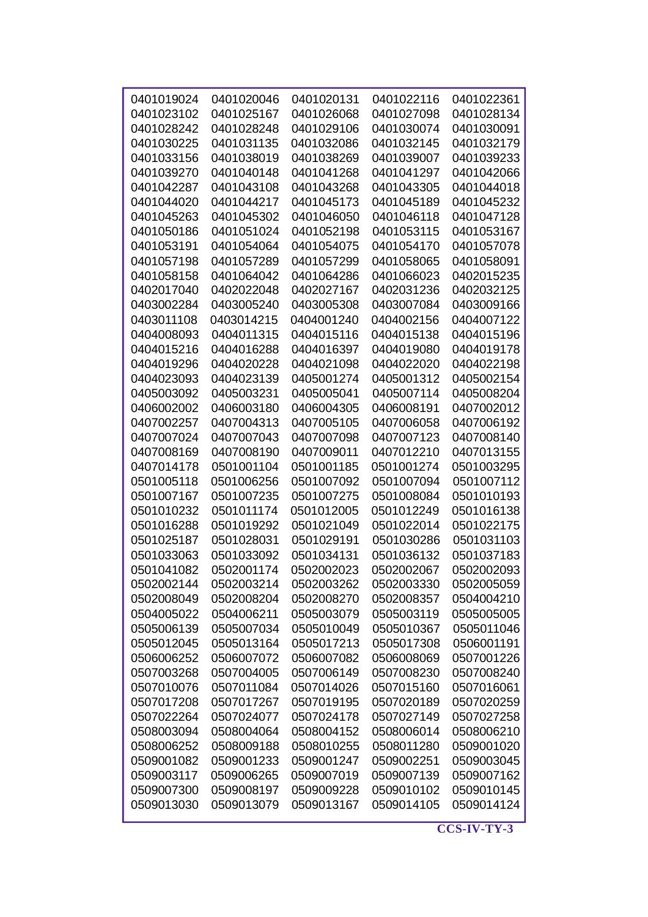| | | | | |
|---|---|---|---|---|
| 0401019024 | 0401020046 | 0401020131 | 0401022116 | 0401022361 |
| 0401023102 | 0401025167 | 0401026068 | 0401027098 | 0401028134 |
| 0401028242 | 0401028248 | 0401029106 | 0401030074 | 0401030091 |
| 0401030225 | 0401031135 | 0401032086 | 0401032145 | 0401032179 |
| 0401033156 | 0401038019 | 0401038269 | 0401039007 | 0401039233 |
| 0401039270 | 0401040148 | 0401041268 | 0401041297 | 0401042066 |
| 0401042287 | 0401043108 | 0401043268 | 0401043305 | 0401044018 |
| 0401044020 | 0401044217 | 0401045173 | 0401045189 | 0401045232 |
| 0401045263 | 0401045302 | 0401046050 | 0401046118 | 0401047128 |
| 0401050186 | 0401051024 | 0401052198 | 0401053115 | 0401053167 |
| 0401053191 | 0401054064 | 0401054075 | 0401054170 | 0401057078 |
| 0401057198 | 0401057289 | 0401057299 | 0401058065 | 0401058091 |
| 0401058158 | 0401064042 | 0401064286 | 0401066023 | 0402015235 |
| 0402017040 | 0402022048 | 0402027167 | 0402031236 | 0402032125 |
| 0403002284 | 0403005240 | 0403005308 | 0403007084 | 0403009166 |
| 0403011108 | 0403014215 | 0404001240 | 0404002156 | 0404007122 |
| 0404008093 | 0404011315 | 0404015116 | 0404015138 | 0404015196 |
| 0404015216 | 0404016288 | 0404016397 | 0404019080 | 0404019178 |
| 0404019296 | 0404020228 | 0404021098 | 0404022020 | 0404022198 |
| 0404023093 | 0404023139 | 0405001274 | 0405001312 | 0405002154 |
| 0405003092 | 0405003231 | 0405005041 | 0405007114 | 0405008204 |
| 0406002002 | 0406003180 | 0406004305 | 0406008191 | 0407002012 |
| 0407002257 | 0407004313 | 0407005105 | 0407006058 | 0407006192 |
| 0407007024 | 0407007043 | 0407007098 | 0407007123 | 0407008140 |
| 0407008169 | 0407008190 | 0407009011 | 0407012210 | 0407013155 |
| 0407014178 | 0501001104 | 0501001185 | 0501001274 | 0501003295 |
| 0501005118 | 0501006256 | 0501007092 | 0501007094 | 0501007112 |
| 0501007167 | 0501007235 | 0501007275 | 0501008084 | 0501010193 |
| 0501010232 | 0501011174 | 0501012005 | 0501012249 | 0501016138 |
| 0501016288 | 0501019292 | 0501021049 | 0501022014 | 0501022175 |
| 0501025187 | 0501028031 | 0501029191 | 0501030286 | 0501031103 |
| 0501033063 | 0501033092 | 0501034131 | 0501036132 | 0501037183 |
| 0501041082 | 0502001174 | 0502002023 | 0502002067 | 0502002093 |
| 0502002144 | 0502003214 | 0502003262 | 0502003330 | 0502005059 |
| 0502008049 | 0502008204 | 0502008270 | 0502008357 | 0504004210 |
| 0504005022 | 0504006211 | 0505003079 | 0505003119 | 0505005005 |
| 0505006139 | 0505007034 | 0505010049 | 0505010367 | 0505011046 |
| 0505012045 | 0505013164 | 0505017213 | 0505017308 | 0506001191 |
| 0506006252 | 0506007072 | 0506007082 | 0506008069 | 0507001226 |
| 0507003268 | 0507004005 | 0507006149 | 0507008230 | 0507008240 |
| 0507010076 | 0507011084 | 0507014026 | 0507015160 | 0507016061 |
| 0507017208 | 0507017267 | 0507019195 | 0507020189 | 0507020259 |
| 0507022264 | 0507024077 | 0507024178 | 0507027149 | 0507027258 |
| 0508003094 | 0508004064 | 0508004152 | 0508006014 | 0508006210 |
| 0508006252 | 0508009188 | 0508010255 | 0508011280 | 0509001020 |
| 0509001082 | 0509001233 | 0509001247 | 0509002251 | 0509003045 |
| 0509003117 | 0509006265 | 0509007019 | 0509007139 | 0509007162 |
| 0509007300 | 0509008197 | 0509009228 | 0509010102 | 0509010145 |
| 0509013030 | 0509013079 | 0509013167 | 0509014105 | 0509014124 |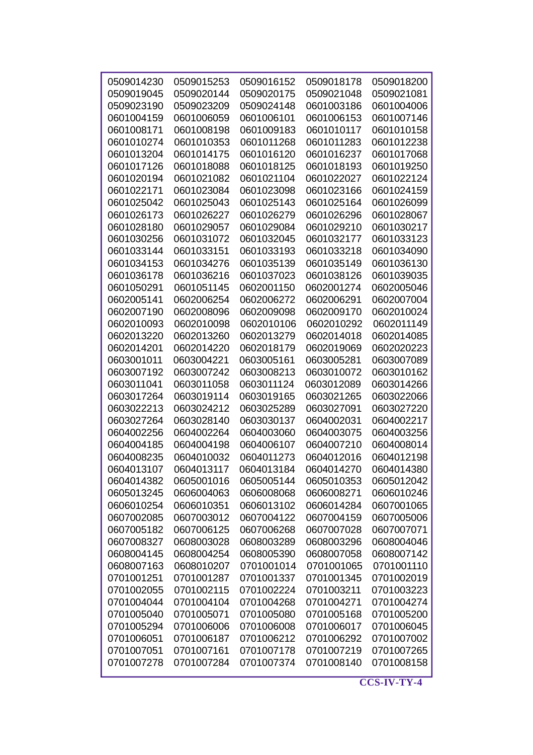| | | | | |
|---|---|---|---|---|
| 0509014230 | 0509015253 | 0509016152 | 0509018178 | 0509018200 |
| 0509019045 | 0509020144 | 0509020175 | 0509021048 | 0509021081 |
| 0509023190 | 0509023209 | 0509024148 | 0601003186 | 0601004006 |
| 0601004159 | 0601006059 | 0601006101 | 0601006153 | 0601007146 |
| 0601008171 | 0601008198 | 0601009183 | 0601010117 | 0601010158 |
| 0601010274 | 0601010353 | 0601011268 | 0601011283 | 0601012238 |
| 0601013204 | 0601014175 | 0601016120 | 0601016237 | 0601017068 |
| 0601017126 | 0601018088 | 0601018125 | 0601018193 | 0601019250 |
| 0601020194 | 0601021082 | 0601021104 | 0601022027 | 0601022124 |
| 0601022171 | 0601023084 | 0601023098 | 0601023166 | 0601024159 |
| 0601025042 | 0601025043 | 0601025143 | 0601025164 | 0601026099 |
| 0601026173 | 0601026227 | 0601026279 | 0601026296 | 0601028067 |
| 0601028180 | 0601029057 | 0601029084 | 0601029210 | 0601030217 |
| 0601030256 | 0601031072 | 0601032045 | 0601032177 | 0601033123 |
| 0601033144 | 0601033151 | 0601033193 | 0601033218 | 0601034090 |
| 0601034153 | 0601034276 | 0601035139 | 0601035149 | 0601036130 |
| 0601036178 | 0601036216 | 0601037023 | 0601038126 | 0601039035 |
| 0601050291 | 0601051145 | 0602001150 | 0602001274 | 0602005046 |
| 0602005141 | 0602006254 | 0602006272 | 0602006291 | 0602007004 |
| 0602007190 | 0602008096 | 0602009098 | 0602009170 | 0602010024 |
| 0602010093 | 0602010098 | 0602010106 | 0602010292 | 0602011149 |
| 0602013220 | 0602013260 | 0602013279 | 0602014018 | 0602014085 |
| 0602014201 | 0602014220 | 0602018179 | 0602019069 | 0602020223 |
| 0603001011 | 0603004221 | 0603005161 | 0603005281 | 0603007089 |
| 0603007192 | 0603007242 | 0603008213 | 0603010072 | 0603010162 |
| 0603011041 | 0603011058 | 0603011124 | 0603012089 | 0603014266 |
| 0603017264 | 0603019114 | 0603019165 | 0603021265 | 0603022066 |
| 0603022213 | 0603024212 | 0603025289 | 0603027091 | 0603027220 |
| 0603027264 | 0603028140 | 0603030137 | 0604002031 | 0604002217 |
| 0604002256 | 0604002264 | 0604003060 | 0604003075 | 0604003256 |
| 0604004185 | 0604004198 | 0604006107 | 0604007210 | 0604008014 |
| 0604008235 | 0604010032 | 0604011273 | 0604012016 | 0604012198 |
| 0604013107 | 0604013117 | 0604013184 | 0604014270 | 0604014380 |
| 0604014382 | 0605001016 | 0605005144 | 0605010353 | 0605012042 |
| 0605013245 | 0606004063 | 0606008068 | 0606008271 | 0606010246 |
| 0606010254 | 0606010351 | 0606013102 | 0606014284 | 0607001065 |
| 0607002085 | 0607003012 | 0607004122 | 0607004159 | 0607005006 |
| 0607005182 | 0607006125 | 0607006268 | 0607007028 | 0607007071 |
| 0607008327 | 0608003028 | 0608003289 | 0608003296 | 0608004046 |
| 0608004145 | 0608004254 | 0608005390 | 0608007058 | 0608007142 |
| 0608007163 | 0608010207 | 0701001014 | 0701001065 | 0701001110 |
| 0701001251 | 0701001287 | 0701001337 | 0701001345 | 0701002019 |
| 0701002055 | 0701002115 | 0701002224 | 0701003211 | 0701003223 |
| 0701004044 | 0701004104 | 0701004268 | 0701004271 | 0701004274 |
| 0701005040 | 0701005071 | 0701005080 | 0701005168 | 0701005200 |
| 0701005294 | 0701006006 | 0701006008 | 0701006017 | 0701006045 |
| 0701006051 | 0701006187 | 0701006212 | 0701006292 | 0701007002 |
| 0701007051 | 0701007161 | 0701007178 | 0701007219 | 0701007265 |
| 0701007278 | 0701007284 | 0701007374 | 0701008140 | 0701008158 |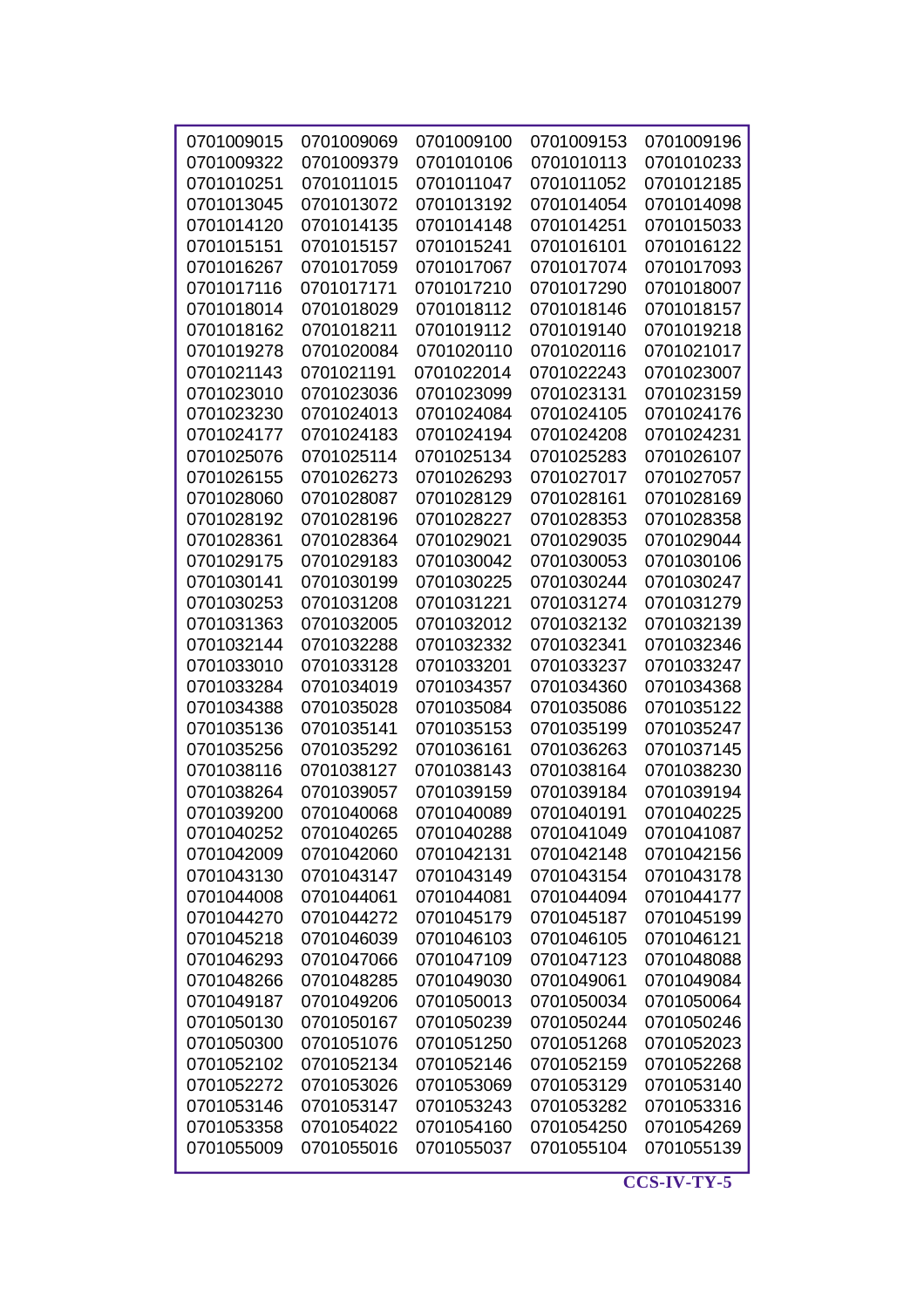| 0701009015 | 0701009069 | 0701009100 | 0701009153 | 0701009196 |
|---|---|---|---|---|
| 0701009322 | 0701009379 | 0701010106 | 0701010113 | 0701010233 |
| 0701010251 | 0701011015 | 0701011047 | 0701011052 | 0701012185 |
| 0701013045 | 0701013072 | 0701013192 | 0701014054 | 0701014098 |
| 0701014120 | 0701014135 | 0701014148 | 0701014251 | 0701015033 |
| 0701015151 | 0701015157 | 0701015241 | 0701016101 | 0701016122 |
| 0701016267 | 0701017059 | 0701017067 | 0701017074 | 0701017093 |
| 0701017116 | 0701017171 | 0701017210 | 0701017290 | 0701018007 |
| 0701018014 | 0701018029 | 0701018112 | 0701018146 | 0701018157 |
| 0701018162 | 0701018211 | 0701019112 | 0701019140 | 0701019218 |
| 0701019278 | 0701020084 | 0701020110 | 0701020116 | 0701021017 |
| 0701021143 | 0701021191 | 0701022014 | 0701022243 | 0701023007 |
| 0701023010 | 0701023036 | 0701023099 | 0701023131 | 0701023159 |
| 0701023230 | 0701024013 | 0701024084 | 0701024105 | 0701024176 |
| 0701024177 | 0701024183 | 0701024194 | 0701024208 | 0701024231 |
| 0701025076 | 0701025114 | 0701025134 | 0701025283 | 0701026107 |
| 0701026155 | 0701026273 | 0701026293 | 0701027017 | 0701027057 |
| 0701028060 | 0701028087 | 0701028129 | 0701028161 | 0701028169 |
| 0701028192 | 0701028196 | 0701028227 | 0701028353 | 0701028358 |
| 0701028361 | 0701028364 | 0701029021 | 0701029035 | 0701029044 |
| 0701029175 | 0701029183 | 0701030042 | 0701030053 | 0701030106 |
| 0701030141 | 0701030199 | 0701030225 | 0701030244 | 0701030247 |
| 0701030253 | 0701031208 | 0701031221 | 0701031274 | 0701031279 |
| 0701031363 | 0701032005 | 0701032012 | 0701032132 | 0701032139 |
| 0701032144 | 0701032288 | 0701032332 | 0701032341 | 0701032346 |
| 0701033010 | 0701033128 | 0701033201 | 0701033237 | 0701033247 |
| 0701033284 | 0701034019 | 0701034357 | 0701034360 | 0701034368 |
| 0701034388 | 0701035028 | 0701035084 | 0701035086 | 0701035122 |
| 0701035136 | 0701035141 | 0701035153 | 0701035199 | 0701035247 |
| 0701035256 | 0701035292 | 0701036161 | 0701036263 | 0701037145 |
| 0701038116 | 0701038127 | 0701038143 | 0701038164 | 0701038230 |
| 0701038264 | 0701039057 | 0701039159 | 0701039184 | 0701039194 |
| 0701039200 | 0701040068 | 0701040089 | 0701040191 | 0701040225 |
| 0701040252 | 0701040265 | 0701040288 | 0701041049 | 0701041087 |
| 0701042009 | 0701042060 | 0701042131 | 0701042148 | 0701042156 |
| 0701043130 | 0701043147 | 0701043149 | 0701043154 | 0701043178 |
| 0701044008 | 0701044061 | 0701044081 | 0701044094 | 0701044177 |
| 0701044270 | 0701044272 | 0701045179 | 0701045187 | 0701045199 |
| 0701045218 | 0701046039 | 0701046103 | 0701046105 | 0701046121 |
| 0701046293 | 0701047066 | 0701047109 | 0701047123 | 0701048088 |
| 0701048266 | 0701048285 | 0701049030 | 0701049061 | 0701049084 |
| 0701049187 | 0701049206 | 0701050013 | 0701050034 | 0701050064 |
| 0701050130 | 0701050167 | 0701050239 | 0701050244 | 0701050246 |
| 0701050300 | 0701051076 | 0701051250 | 0701051268 | 0701052023 |
| 0701052102 | 0701052134 | 0701052146 | 0701052159 | 0701052268 |
| 0701052272 | 0701053026 | 0701053069 | 0701053129 | 0701053140 |
| 0701053146 | 0701053147 | 0701053243 | 0701053282 | 0701053316 |
| 0701053358 | 0701054022 | 0701054160 | 0701054250 | 0701054269 |
| 0701055009 | 0701055016 | 0701055037 | 0701055104 | 0701055139 |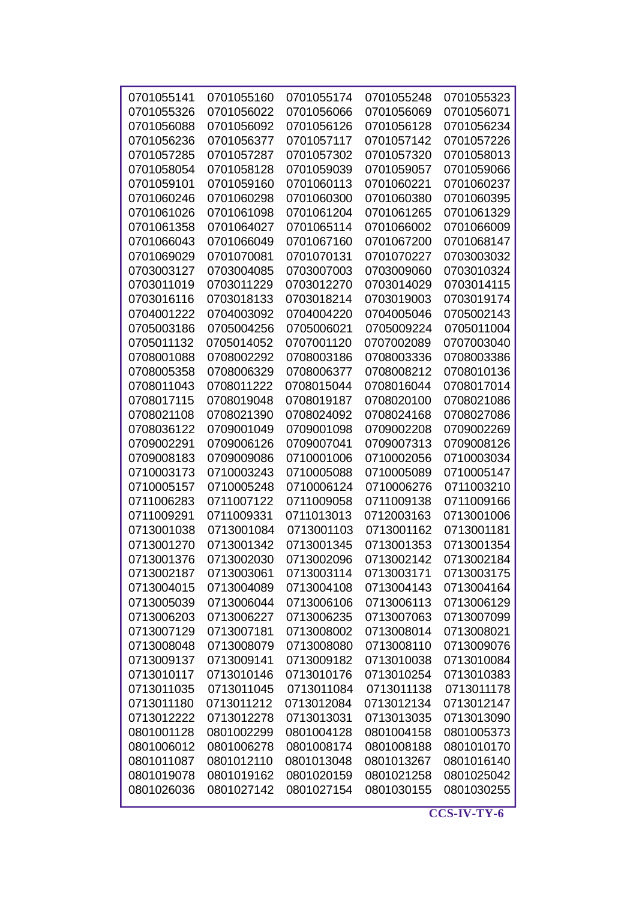| | | | | |
|---|---|---|---|---|
| 0701055141 | 0701055160 | 0701055174 | 0701055248 | 0701055323 |
| 0701055326 | 0701056022 | 0701056066 | 0701056069 | 0701056071 |
| 0701056088 | 0701056092 | 0701056126 | 0701056128 | 0701056234 |
| 0701056236 | 0701056377 | 0701057117 | 0701057142 | 0701057226 |
| 0701057285 | 0701057287 | 0701057302 | 0701057320 | 0701058013 |
| 0701058054 | 0701058128 | 0701059039 | 0701059057 | 0701059066 |
| 0701059101 | 0701059160 | 0701060113 | 0701060221 | 0701060237 |
| 0701060246 | 0701060298 | 0701060300 | 0701060380 | 0701060395 |
| 0701061026 | 0701061098 | 0701061204 | 0701061265 | 0701061329 |
| 0701061358 | 0701064027 | 0701065114 | 0701066002 | 0701066009 |
| 0701066043 | 0701066049 | 0701067160 | 0701067200 | 0701068147 |
| 0701069029 | 0701070081 | 0701070131 | 0701070227 | 0703003032 |
| 0703003127 | 0703004085 | 0703007003 | 0703009060 | 0703010324 |
| 0703011019 | 0703011229 | 0703012270 | 0703014029 | 0703014115 |
| 0703016116 | 0703018133 | 0703018214 | 0703019003 | 0703019174 |
| 0704001222 | 0704003092 | 0704004220 | 0704005046 | 0705002143 |
| 0705003186 | 0705004256 | 0705006021 | 0705009224 | 0705011004 |
| 0705011132 | 0705014052 | 0707001120 | 0707002089 | 0707003040 |
| 0708001088 | 0708002292 | 0708003186 | 0708003336 | 0708003386 |
| 0708005358 | 0708006329 | 0708006377 | 0708008212 | 0708010136 |
| 0708011043 | 0708011222 | 0708015044 | 0708016044 | 0708017014 |
| 0708017115 | 0708019048 | 0708019187 | 0708020100 | 0708021086 |
| 0708021108 | 0708021390 | 0708024092 | 0708024168 | 0708027086 |
| 0708036122 | 0709001049 | 0709001098 | 0709002208 | 0709002269 |
| 0709002291 | 0709006126 | 0709007041 | 0709007313 | 0709008126 |
| 0709008183 | 0709009086 | 0710001006 | 0710002056 | 0710003034 |
| 0710003173 | 0710003243 | 0710005088 | 0710005089 | 0710005147 |
| 0710005157 | 0710005248 | 0710006124 | 0710006276 | 0711003210 |
| 0711006283 | 0711007122 | 0711009058 | 0711009138 | 0711009166 |
| 0711009291 | 0711009331 | 0711013013 | 0712003163 | 0713001006 |
| 0713001038 | 0713001084 | 0713001103 | 0713001162 | 0713001181 |
| 0713001270 | 0713001342 | 0713001345 | 0713001353 | 0713001354 |
| 0713001376 | 0713002030 | 0713002096 | 0713002142 | 0713002184 |
| 0713002187 | 0713003061 | 0713003114 | 0713003171 | 0713003175 |
| 0713004015 | 0713004089 | 0713004108 | 0713004143 | 0713004164 |
| 0713005039 | 0713006044 | 0713006106 | 0713006113 | 0713006129 |
| 0713006203 | 0713006227 | 0713006235 | 0713007063 | 0713007099 |
| 0713007129 | 0713007181 | 0713008002 | 0713008014 | 0713008021 |
| 0713008048 | 0713008079 | 0713008080 | 0713008110 | 0713009076 |
| 0713009137 | 0713009141 | 0713009182 | 0713010038 | 0713010084 |
| 0713010117 | 0713010146 | 0713010176 | 0713010254 | 0713010383 |
| 0713011035 | 0713011045 | 0713011084 | 0713011138 | 0713011178 |
| 0713011180 | 0713011212 | 0713012084 | 0713012134 | 0713012147 |
| 0713012222 | 0713012278 | 0713013031 | 0713013035 | 0713013090 |
| 0801001128 | 0801002299 | 0801004128 | 0801004158 | 0801005373 |
| 0801006012 | 0801006278 | 0801008174 | 0801008188 | 0801010170 |
| 0801011087 | 0801012110 | 0801013048 | 0801013267 | 0801016140 |
| 0801019078 | 0801019162 | 0801020159 | 0801021258 | 0801025042 |
| 0801026036 | 0801027142 | 0801027154 | 0801030155 | 0801030255 |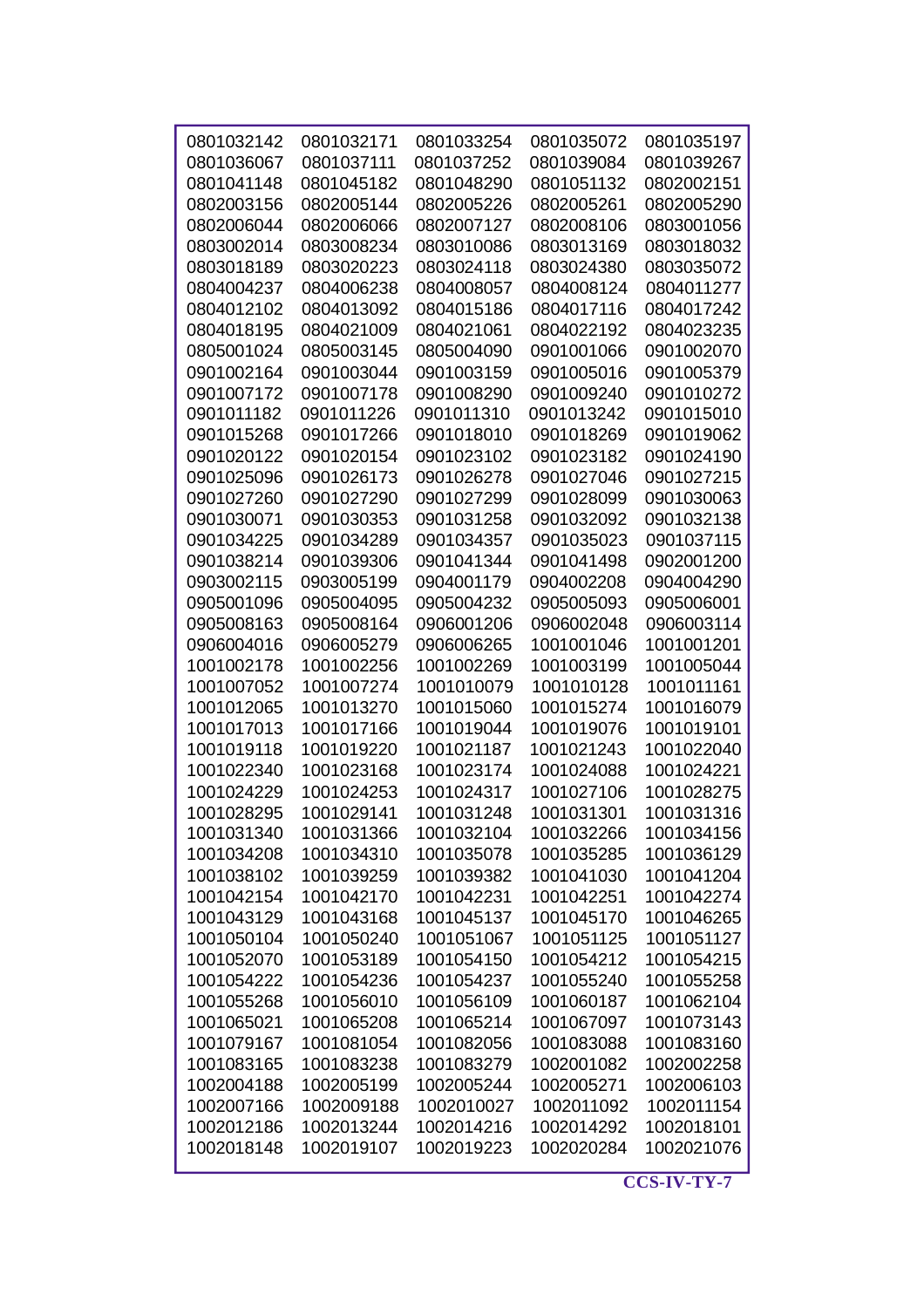| | | | | |
|---|---|---|---|---|
| 0801032142 | 0801032171 | 0801033254 | 0801035072 | 0801035197 |
| 0801036067 | 0801037111 | 0801037252 | 0801039084 | 0801039267 |
| 0801041148 | 0801045182 | 0801048290 | 0801051132 | 0802002151 |
| 0802003156 | 0802005144 | 0802005226 | 0802005261 | 0802005290 |
| 0802006044 | 0802006066 | 0802007127 | 0802008106 | 0803001056 |
| 0803002014 | 0803008234 | 0803010086 | 0803013169 | 0803018032 |
| 0803018189 | 0803020223 | 0803024118 | 0803024380 | 0803035072 |
| 0804004237 | 0804006238 | 0804008057 | 0804008124 | 0804011277 |
| 0804012102 | 0804013092 | 0804015186 | 0804017116 | 0804017242 |
| 0804018195 | 0804021009 | 0804021061 | 0804022192 | 0804023235 |
| 0805001024 | 0805003145 | 0805004090 | 0901001066 | 0901002070 |
| 0901002164 | 0901003044 | 0901003159 | 0901005016 | 0901005379 |
| 0901007172 | 0901007178 | 0901008290 | 0901009240 | 0901010272 |
| 0901011182 | 0901011226 | 0901011310 | 0901013242 | 0901015010 |
| 0901015268 | 0901017266 | 0901018010 | 0901018269 | 0901019062 |
| 0901020122 | 0901020154 | 0901023102 | 0901023182 | 0901024190 |
| 0901025096 | 0901026173 | 0901026278 | 0901027046 | 0901027215 |
| 0901027260 | 0901027290 | 0901027299 | 0901028099 | 0901030063 |
| 0901030071 | 0901030353 | 0901031258 | 0901032092 | 0901032138 |
| 0901034225 | 0901034289 | 0901034357 | 0901035023 | 0901037115 |
| 0901038214 | 0901039306 | 0901041344 | 0901041498 | 0902001200 |
| 0903002115 | 0903005199 | 0904001179 | 0904002208 | 0904004290 |
| 0905001096 | 0905004095 | 0905004232 | 0905005093 | 0905006001 |
| 0905008163 | 0905008164 | 0906001206 | 0906002048 | 0906003114 |
| 0906004016 | 0906005279 | 0906006265 | 1001001046 | 1001001201 |
| 1001002178 | 1001002256 | 1001002269 | 1001003199 | 1001005044 |
| 1001007052 | 1001007274 | 1001010079 | 1001010128 | 1001011161 |
| 1001012065 | 1001013270 | 1001015060 | 1001015274 | 1001016079 |
| 1001017013 | 1001017166 | 1001019044 | 1001019076 | 1001019101 |
| 1001019118 | 1001019220 | 1001021187 | 1001021243 | 1001022040 |
| 1001022340 | 1001023168 | 1001023174 | 1001024088 | 1001024221 |
| 1001024229 | 1001024253 | 1001024317 | 1001027106 | 1001028275 |
| 1001028295 | 1001029141 | 1001031248 | 1001031301 | 1001031316 |
| 1001031340 | 1001031366 | 1001032104 | 1001032266 | 1001034156 |
| 1001034208 | 1001034310 | 1001035078 | 1001035285 | 1001036129 |
| 1001038102 | 1001039259 | 1001039382 | 1001041030 | 1001041204 |
| 1001042154 | 1001042170 | 1001042231 | 1001042251 | 1001042274 |
| 1001043129 | 1001043168 | 1001045137 | 1001045170 | 1001046265 |
| 1001050104 | 1001050240 | 1001051067 | 1001051125 | 1001051127 |
| 1001052070 | 1001053189 | 1001054150 | 1001054212 | 1001054215 |
| 1001054222 | 1001054236 | 1001054237 | 1001055240 | 1001055258 |
| 1001055268 | 1001056010 | 1001056109 | 1001060187 | 1001062104 |
| 1001065021 | 1001065208 | 1001065214 | 1001067097 | 1001073143 |
| 1001079167 | 1001081054 | 1001082056 | 1001083088 | 1001083160 |
| 1001083165 | 1001083238 | 1001083279 | 1002001082 | 1002002258 |
| 1002004188 | 1002005199 | 1002005244 | 1002005271 | 1002006103 |
| 1002007166 | 1002009188 | 1002010027 | 1002011092 | 1002011154 |
| 1002012186 | 1002013244 | 1002014216 | 1002014292 | 1002018101 |
| 1002018148 | 1002019107 | 1002019223 | 1002020284 | 1002021076 |

CCS-IV-TY-7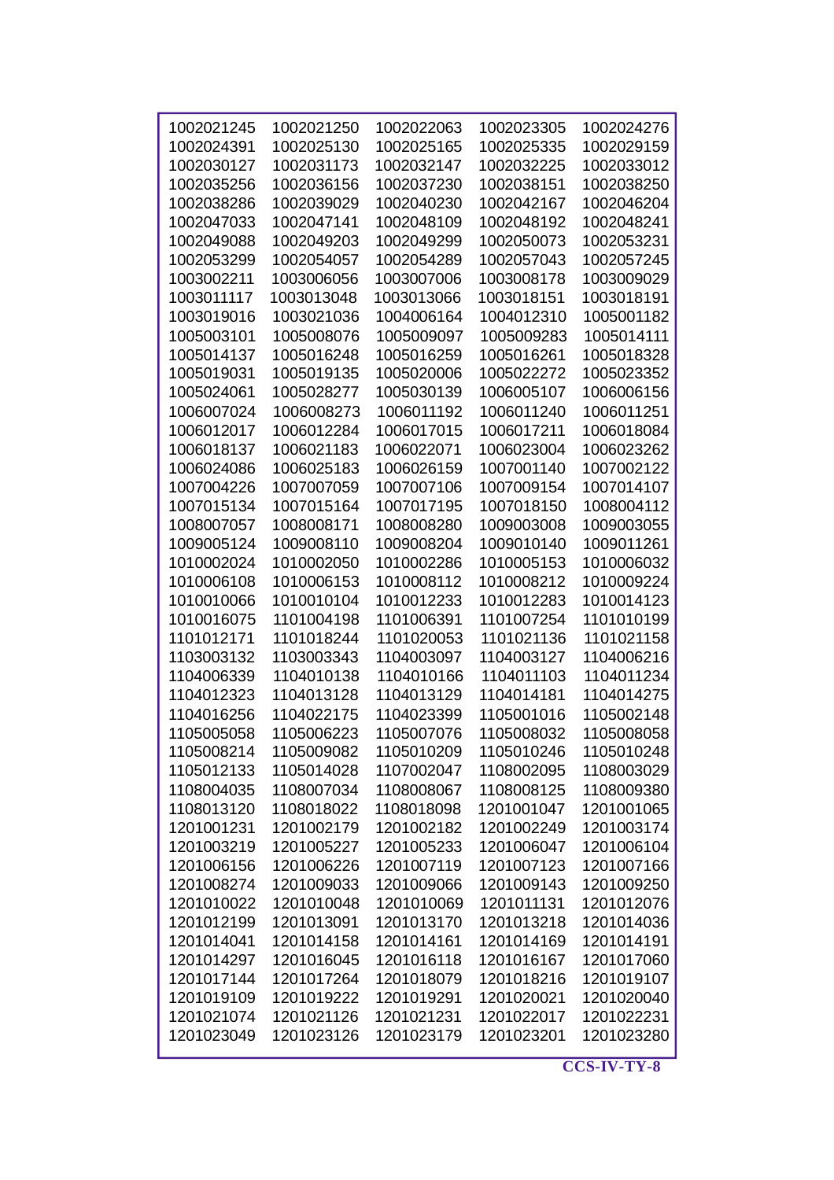| | | | | |
|---|---|---|---|---|
| 1002021245 | 1002021250 | 1002022063 | 1002023305 | 1002024276 |
| 1002024391 | 1002025130 | 1002025165 | 1002025335 | 1002029159 |
| 1002030127 | 1002031173 | 1002032147 | 1002032225 | 1002033012 |
| 1002035256 | 1002036156 | 1002037230 | 1002038151 | 1002038250 |
| 1002038286 | 1002039029 | 1002040230 | 1002042167 | 1002046204 |
| 1002047033 | 1002047141 | 1002048109 | 1002048192 | 1002048241 |
| 1002049088 | 1002049203 | 1002049299 | 1002050073 | 1002053231 |
| 1002053299 | 1002054057 | 1002054289 | 1002057043 | 1002057245 |
| 1003002211 | 1003006056 | 1003007006 | 1003008178 | 1003009029 |
| 1003011117 | 1003013048 | 1003013066 | 1003018151 | 1003018191 |
| 1003019016 | 1003021036 | 1004006164 | 1004012310 | 1005001182 |
| 1005003101 | 1005008076 | 1005009097 | 1005009283 | 1005014111 |
| 1005014137 | 1005016248 | 1005016259 | 1005016261 | 1005018328 |
| 1005019031 | 1005019135 | 1005020006 | 1005022272 | 1005023352 |
| 1005024061 | 1005028277 | 1005030139 | 1006005107 | 1006006156 |
| 1006007024 | 1006008273 | 1006011192 | 1006011240 | 1006011251 |
| 1006012017 | 1006012284 | 1006017015 | 1006017211 | 1006018084 |
| 1006018137 | 1006021183 | 1006022071 | 1006023004 | 1006023262 |
| 1006024086 | 1006025183 | 1006026159 | 1007001140 | 1007002122 |
| 1007004226 | 1007007059 | 1007007106 | 1007009154 | 1007014107 |
| 1007015134 | 1007015164 | 1007017195 | 1007018150 | 1008004112 |
| 1008007057 | 1008008171 | 1008008280 | 1009003008 | 1009003055 |
| 1009005124 | 1009008110 | 1009008204 | 1009010140 | 1009011261 |
| 1010002024 | 1010002050 | 1010002286 | 1010005153 | 1010006032 |
| 1010006108 | 1010006153 | 1010008112 | 1010008212 | 1010009224 |
| 1010010066 | 1010010104 | 1010012233 | 1010012283 | 1010014123 |
| 1010016075 | 1101004198 | 1101006391 | 1101007254 | 1101010199 |
| 1101012171 | 1101018244 | 1101020053 | 1101021136 | 1101021158 |
| 1103003132 | 1103003343 | 1104003097 | 1104003127 | 1104006216 |
| 1104006339 | 1104010138 | 1104010166 | 1104011103 | 1104011234 |
| 1104012323 | 1104013128 | 1104013129 | 1104014181 | 1104014275 |
| 1104016256 | 1104022175 | 1104023399 | 1105001016 | 1105002148 |
| 1105005058 | 1105006223 | 1105007076 | 1105008032 | 1105008058 |
| 1105008214 | 1105009082 | 1105010209 | 1105010246 | 1105010248 |
| 1105012133 | 1105014028 | 1107002047 | 1108002095 | 1108003029 |
| 1108004035 | 1108007034 | 1108008067 | 1108008125 | 1108009380 |
| 1108013120 | 1108018022 | 1108018098 | 1201001047 | 1201001065 |
| 1201001231 | 1201002179 | 1201002182 | 1201002249 | 1201003174 |
| 1201003219 | 1201005227 | 1201005233 | 1201006047 | 1201006104 |
| 1201006156 | 1201006226 | 1201007119 | 1201007123 | 1201007166 |
| 1201008274 | 1201009033 | 1201009066 | 1201009143 | 1201009250 |
| 1201010022 | 1201010048 | 1201010069 | 1201011131 | 1201012076 |
| 1201012199 | 1201013091 | 1201013170 | 1201013218 | 1201014036 |
| 1201014041 | 1201014158 | 1201014161 | 1201014169 | 1201014191 |
| 1201014297 | 1201016045 | 1201016118 | 1201016167 | 1201017060 |
| 1201017144 | 1201017264 | 1201018079 | 1201018216 | 1201019107 |
| 1201019109 | 1201019222 | 1201019291 | 1201020021 | 1201020040 |
| 1201021074 | 1201021126 | 1201021231 | 1201022017 | 1201022231 |
| 1201023049 | 1201023126 | 1201023179 | 1201023201 | 1201023280 |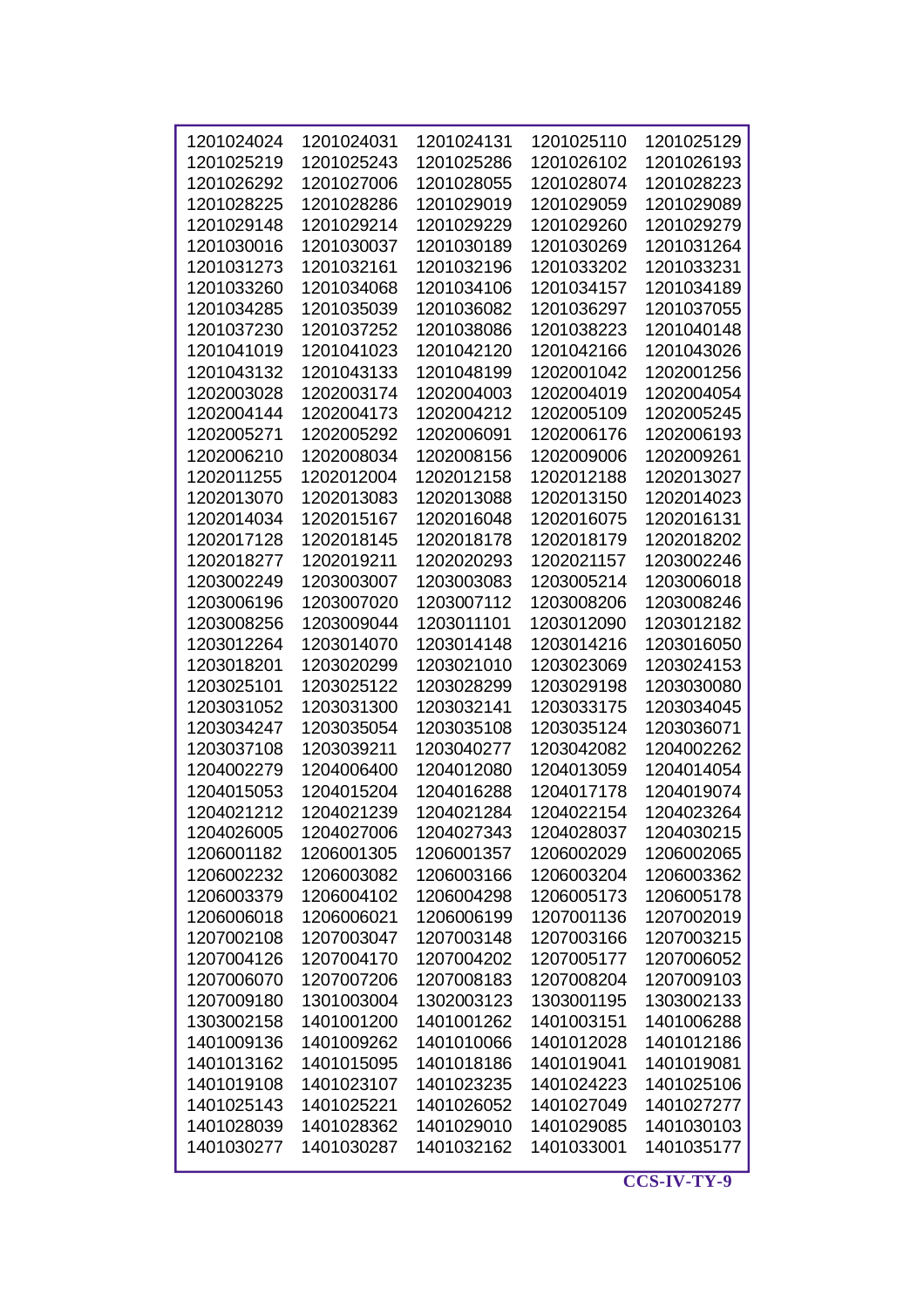| | | | | |
|---|---|---|---|---|
| 1201024024 | 1201024031 | 1201024131 | 1201025110 | 1201025129 |
| 1201025219 | 1201025243 | 1201025286 | 1201026102 | 1201026193 |
| 1201026292 | 1201027006 | 1201028055 | 1201028074 | 1201028223 |
| 1201028225 | 1201028286 | 1201029019 | 1201029059 | 1201029089 |
| 1201029148 | 1201029214 | 1201029229 | 1201029260 | 1201029279 |
| 1201030016 | 1201030037 | 1201030189 | 1201030269 | 1201031264 |
| 1201031273 | 1201032161 | 1201032196 | 1201033202 | 1201033231 |
| 1201033260 | 1201034068 | 1201034106 | 1201034157 | 1201034189 |
| 1201034285 | 1201035039 | 1201036082 | 1201036297 | 1201037055 |
| 1201037230 | 1201037252 | 1201038086 | 1201038223 | 1201040148 |
| 1201041019 | 1201041023 | 1201042120 | 1201042166 | 1201043026 |
| 1201043132 | 1201043133 | 1201048199 | 1202001042 | 1202001256 |
| 1202003028 | 1202003174 | 1202004003 | 1202004019 | 1202004054 |
| 1202004144 | 1202004173 | 1202004212 | 1202005109 | 1202005245 |
| 1202005271 | 1202005292 | 1202006091 | 1202006176 | 1202006193 |
| 1202006210 | 1202008034 | 1202008156 | 1202009006 | 1202009261 |
| 1202011255 | 1202012004 | 1202012158 | 1202012188 | 1202013027 |
| 1202013070 | 1202013083 | 1202013088 | 1202013150 | 1202014023 |
| 1202014034 | 1202015167 | 1202016048 | 1202016075 | 1202016131 |
| 1202017128 | 1202018145 | 1202018178 | 1202018179 | 1202018202 |
| 1202018277 | 1202019211 | 1202020293 | 1202021157 | 1203002246 |
| 1203002249 | 1203003007 | 1203003083 | 1203005214 | 1203006018 |
| 1203006196 | 1203007020 | 1203007112 | 1203008206 | 1203008246 |
| 1203008256 | 1203009044 | 1203011101 | 1203012090 | 1203012182 |
| 1203012264 | 1203014070 | 1203014148 | 1203014216 | 1203016050 |
| 1203018201 | 1203020299 | 1203021010 | 1203023069 | 1203024153 |
| 1203025101 | 1203025122 | 1203028299 | 1203029198 | 1203030080 |
| 1203031052 | 1203031300 | 1203032141 | 1203033175 | 1203034045 |
| 1203034247 | 1203035054 | 1203035108 | 1203035124 | 1203036071 |
| 1203037108 | 1203039211 | 1203040277 | 1203042082 | 1204002262 |
| 1204002279 | 1204006400 | 1204012080 | 1204013059 | 1204014054 |
| 1204015053 | 1204015204 | 1204016288 | 1204017178 | 1204019074 |
| 1204021212 | 1204021239 | 1204021284 | 1204022154 | 1204023264 |
| 1204026005 | 1204027006 | 1204027343 | 1204028037 | 1204030215 |
| 1206001182 | 1206001305 | 1206001357 | 1206002029 | 1206002065 |
| 1206002232 | 1206003082 | 1206003166 | 1206003204 | 1206003362 |
| 1206003379 | 1206004102 | 1206004298 | 1206005173 | 1206005178 |
| 1206006018 | 1206006021 | 1206006199 | 1207001136 | 1207002019 |
| 1207002108 | 1207003047 | 1207003148 | 1207003166 | 1207003215 |
| 1207004126 | 1207004170 | 1207004202 | 1207005177 | 1207006052 |
| 1207006070 | 1207007206 | 1207008183 | 1207008204 | 1207009103 |
| 1207009180 | 1301003004 | 1302003123 | 1303001195 | 1303002133 |
| 1303002158 | 1401001200 | 1401001262 | 1401003151 | 1401006288 |
| 1401009136 | 1401009262 | 1401010066 | 1401012028 | 1401012186 |
| 1401013162 | 1401015095 | 1401018186 | 1401019041 | 1401019081 |
| 1401019108 | 1401023107 | 1401023235 | 1401024223 | 1401025106 |
| 1401025143 | 1401025221 | 1401026052 | 1401027049 | 1401027277 |
| 1401028039 | 1401028362 | 1401029010 | 1401029085 | 1401030103 |
| 1401030277 | 1401030287 | 1401032162 | 1401033001 | 1401035177 |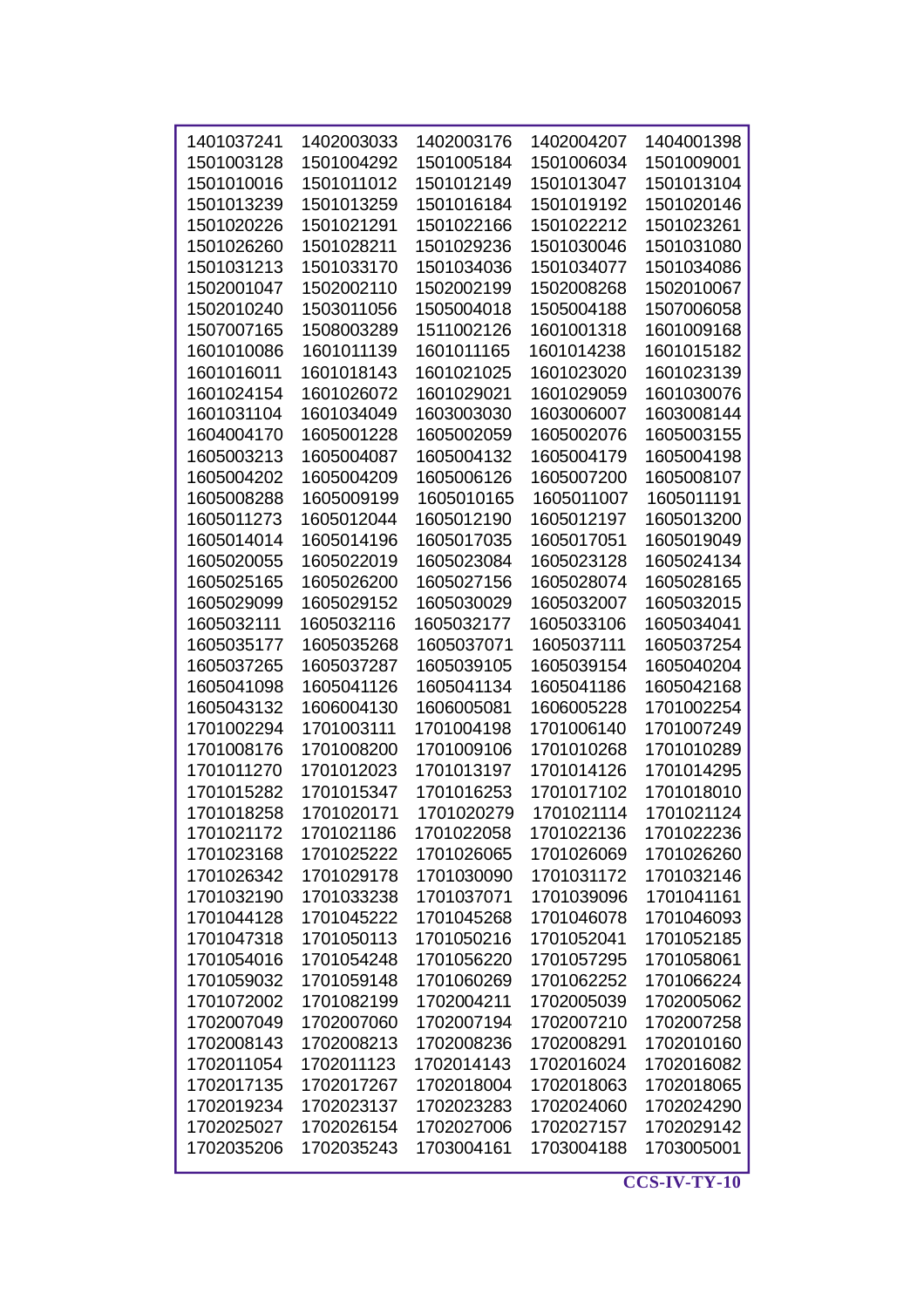| 1401037241 | 1402003033 | 1402003176 | 1402004207 | 1404001398 |
|---|---|---|---|---|
| 1501003128 | 1501004292 | 1501005184 | 1501006034 | 1501009001 |
| 1501010016 | 1501011012 | 1501012149 | 1501013047 | 1501013104 |
| 1501013239 | 1501013259 | 1501016184 | 1501019192 | 1501020146 |
| 1501020226 | 1501021291 | 1501022166 | 1501022212 | 1501023261 |
| 1501026260 | 1501028211 | 1501029236 | 1501030046 | 1501031080 |
| 1501031213 | 1501033170 | 1501034036 | 1501034077 | 1501034086 |
| 1502001047 | 1502002110 | 1502002199 | 1502008268 | 1502010067 |
| 1502010240 | 1503011056 | 1505004018 | 1505004188 | 1507006058 |
| 1507007165 | 1508003289 | 1511002126 | 1601001318 | 1601009168 |
| 1601010086 | 1601011139 | 1601011165 | 1601014238 | 1601015182 |
| 1601016011 | 1601018143 | 1601021025 | 1601023020 | 1601023139 |
| 1601024154 | 1601026072 | 1601029021 | 1601029059 | 1601030076 |
| 1601031104 | 1601034049 | 1603003030 | 1603006007 | 1603008144 |
| 1604004170 | 1605001228 | 1605002059 | 1605002076 | 1605003155 |
| 1605003213 | 1605004087 | 1605004132 | 1605004179 | 1605004198 |
| 1605004202 | 1605004209 | 1605006126 | 1605007200 | 1605008107 |
| 1605008288 | 1605009199 | 1605010165 | 1605011007 | 1605011191 |
| 1605011273 | 1605012044 | 1605012190 | 1605012197 | 1605013200 |
| 1605014014 | 1605014196 | 1605017035 | 1605017051 | 1605019049 |
| 1605020055 | 1605022019 | 1605023084 | 1605023128 | 1605024134 |
| 1605025165 | 1605026200 | 1605027156 | 1605028074 | 1605028165 |
| 1605029099 | 1605029152 | 1605030029 | 1605032007 | 1605032015 |
| 1605032111 | 1605032116 | 1605032177 | 1605033106 | 1605034041 |
| 1605035177 | 1605035268 | 1605037071 | 1605037111 | 1605037254 |
| 1605037265 | 1605037287 | 1605039105 | 1605039154 | 1605040204 |
| 1605041098 | 1605041126 | 1605041134 | 1605041186 | 1605042168 |
| 1605043132 | 1606004130 | 1606005081 | 1606005228 | 1701002254 |
| 1701002294 | 1701003111 | 1701004198 | 1701006140 | 1701007249 |
| 1701008176 | 1701008200 | 1701009106 | 1701010268 | 1701010289 |
| 1701011270 | 1701012023 | 1701013197 | 1701014126 | 1701014295 |
| 1701015282 | 1701015347 | 1701016253 | 1701017102 | 1701018010 |
| 1701018258 | 1701020171 | 1701020279 | 1701021114 | 1701021124 |
| 1701021172 | 1701021186 | 1701022058 | 1701022136 | 1701022236 |
| 1701023168 | 1701025222 | 1701026065 | 1701026069 | 1701026260 |
| 1701026342 | 1701029178 | 1701030090 | 1701031172 | 1701032146 |
| 1701032190 | 1701033238 | 1701037071 | 1701039096 | 1701041161 |
| 1701044128 | 1701045222 | 1701045268 | 1701046078 | 1701046093 |
| 1701047318 | 1701050113 | 1701050216 | 1701052041 | 1701052185 |
| 1701054016 | 1701054248 | 1701056220 | 1701057295 | 1701058061 |
| 1701059032 | 1701059148 | 1701060269 | 1701062252 | 1701066224 |
| 1701072002 | 1701082199 | 1702004211 | 1702005039 | 1702005062 |
| 1702007049 | 1702007060 | 1702007194 | 1702007210 | 1702007258 |
| 1702008143 | 1702008213 | 1702008236 | 1702008291 | 1702010160 |
| 1702011054 | 1702011123 | 1702014143 | 1702016024 | 1702016082 |
| 1702017135 | 1702017267 | 1702018004 | 1702018063 | 1702018065 |
| 1702019234 | 1702023137 | 1702023283 | 1702024060 | 1702024290 |
| 1702025027 | 1702026154 | 1702027006 | 1702027157 | 1702029142 |
| 1702035206 | 1702035243 | 1703004161 | 1703004188 | 1703005001 |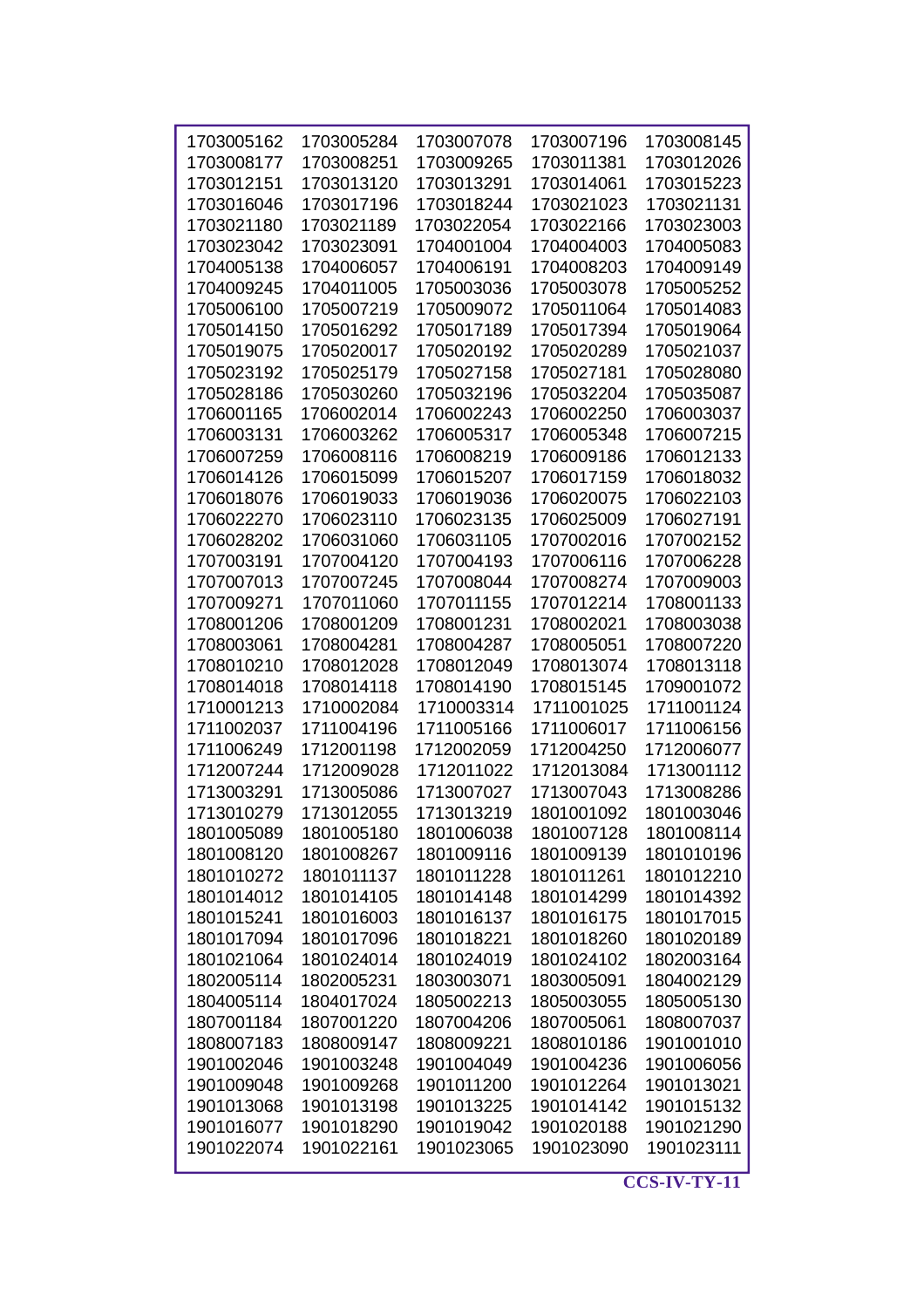| | | | | |
|---|---|---|---|---|
| 1703005162 | 1703005284 | 1703007078 | 1703007196 | 1703008145 |
| 1703008177 | 1703008251 | 1703009265 | 1703011381 | 1703012026 |
| 1703012151 | 1703013120 | 1703013291 | 1703014061 | 1703015223 |
| 1703016046 | 1703017196 | 1703018244 | 1703021023 | 1703021131 |
| 1703021180 | 1703021189 | 1703022054 | 1703022166 | 1703023003 |
| 1703023042 | 1703023091 | 1704001004 | 1704004003 | 1704005083 |
| 1704005138 | 1704006057 | 1704006191 | 1704008203 | 1704009149 |
| 1704009245 | 1704011005 | 1705003036 | 1705003078 | 1705005252 |
| 1705006100 | 1705007219 | 1705009072 | 1705011064 | 1705014083 |
| 1705014150 | 1705016292 | 1705017189 | 1705017394 | 1705019064 |
| 1705019075 | 1705020017 | 1705020192 | 1705020289 | 1705021037 |
| 1705023192 | 1705025179 | 1705027158 | 1705027181 | 1705028080 |
| 1705028186 | 1705030260 | 1705032196 | 1705032204 | 1705035087 |
| 1706001165 | 1706002014 | 1706002243 | 1706002250 | 1706003037 |
| 1706003131 | 1706003262 | 1706005317 | 1706005348 | 1706007215 |
| 1706007259 | 1706008116 | 1706008219 | 1706009186 | 1706012133 |
| 1706014126 | 1706015099 | 1706015207 | 1706017159 | 1706018032 |
| 1706018076 | 1706019033 | 1706019036 | 1706020075 | 1706022103 |
| 1706022270 | 1706023110 | 1706023135 | 1706025009 | 1706027191 |
| 1706028202 | 1706031060 | 1706031105 | 1707002016 | 1707002152 |
| 1707003191 | 1707004120 | 1707004193 | 1707006116 | 1707006228 |
| 1707007013 | 1707007245 | 1707008044 | 1707008274 | 1707009003 |
| 1707009271 | 1707011060 | 1707011155 | 1707012214 | 1708001133 |
| 1708001206 | 1708001209 | 1708001231 | 1708002021 | 1708003038 |
| 1708003061 | 1708004281 | 1708004287 | 1708005051 | 1708007220 |
| 1708010210 | 1708012028 | 1708012049 | 1708013074 | 1708013118 |
| 1708014018 | 1708014118 | 1708014190 | 1708015145 | 1709001072 |
| 1710001213 | 1710002084 | 1710003314 | 1711001025 | 1711001124 |
| 1711002037 | 1711004196 | 1711005166 | 1711006017 | 1711006156 |
| 1711006249 | 1712001198 | 1712002059 | 1712004250 | 1712006077 |
| 1712007244 | 1712009028 | 1712011022 | 1712013084 | 1713001112 |
| 1713003291 | 1713005086 | 1713007027 | 1713007043 | 1713008286 |
| 1713010279 | 1713012055 | 1713013219 | 1801001092 | 1801003046 |
| 1801005089 | 1801005180 | 1801006038 | 1801007128 | 1801008114 |
| 1801008120 | 1801008267 | 1801009116 | 1801009139 | 1801010196 |
| 1801010272 | 1801011137 | 1801011228 | 1801011261 | 1801012210 |
| 1801014012 | 1801014105 | 1801014148 | 1801014299 | 1801014392 |
| 1801015241 | 1801016003 | 1801016137 | 1801016175 | 1801017015 |
| 1801017094 | 1801017096 | 1801018221 | 1801018260 | 1801020189 |
| 1801021064 | 1801024014 | 1801024019 | 1801024102 | 1802003164 |
| 1802005114 | 1802005231 | 1803003071 | 1803005091 | 1804002129 |
| 1804005114 | 1804017024 | 1805002213 | 1805003055 | 1805005130 |
| 1807001184 | 1807001220 | 1807004206 | 1807005061 | 1808007037 |
| 1808007183 | 1808009147 | 1808009221 | 1808010186 | 1901001010 |
| 1901002046 | 1901003248 | 1901004049 | 1901004236 | 1901006056 |
| 1901009048 | 1901009268 | 1901011200 | 1901012264 | 1901013021 |
| 1901013068 | 1901013198 | 1901013225 | 1901014142 | 1901015132 |
| 1901016077 | 1901018290 | 1901019042 | 1901020188 | 1901021290 |
| 1901022074 | 1901022161 | 1901023065 | 1901023090 | 1901023111 |

**CCS-IV-TY-11**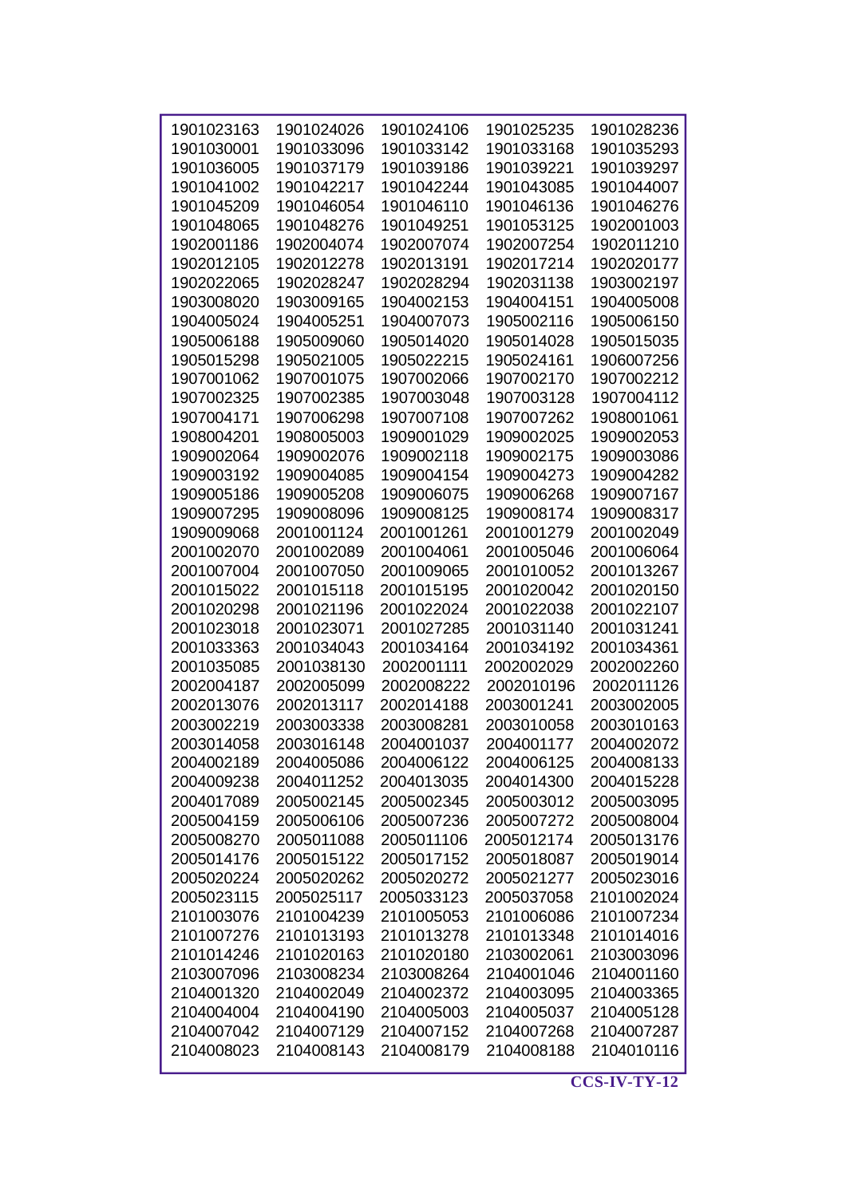| | | | | |
|---|---|---|---|---|
| 1901023163 | 1901024026 | 1901024106 | 1901025235 | 1901028236 |
| 1901030001 | 1901033096 | 1901033142 | 1901033168 | 1901035293 |
| 1901036005 | 1901037179 | 1901039186 | 1901039221 | 1901039297 |
| 1901041002 | 1901042217 | 1901042244 | 1901043085 | 1901044007 |
| 1901045209 | 1901046054 | 1901046110 | 1901046136 | 1901046276 |
| 1901048065 | 1901048276 | 1901049251 | 1901053125 | 1902001003 |
| 1902001186 | 1902004074 | 1902007074 | 1902007254 | 1902011210 |
| 1902012105 | 1902012278 | 1902013191 | 1902017214 | 1902020177 |
| 1902022065 | 1902028247 | 1902028294 | 1902031138 | 1903002197 |
| 1903008020 | 1903009165 | 1904002153 | 1904004151 | 1904005008 |
| 1904005024 | 1904005251 | 1904007073 | 1905002116 | 1905006150 |
| 1905006188 | 1905009060 | 1905014020 | 1905014028 | 1905015035 |
| 1905015298 | 1905021005 | 1905022215 | 1905024161 | 1906007256 |
| 1907001062 | 1907001075 | 1907002066 | 1907002170 | 1907002212 |
| 1907002325 | 1907002385 | 1907003048 | 1907003128 | 1907004112 |
| 1907004171 | 1907006298 | 1907007108 | 1907007262 | 1908001061 |
| 1908004201 | 1908005003 | 1909001029 | 1909002025 | 1909002053 |
| 1909002064 | 1909002076 | 1909002118 | 1909002175 | 1909003086 |
| 1909003192 | 1909004085 | 1909004154 | 1909004273 | 1909004282 |
| 1909005186 | 1909005208 | 1909006075 | 1909006268 | 1909007167 |
| 1909007295 | 1909008096 | 1909008125 | 1909008174 | 1909008317 |
| 1909009068 | 2001001124 | 2001001261 | 2001001279 | 2001002049 |
| 2001002070 | 2001002089 | 2001004061 | 2001005046 | 2001006064 |
| 2001007004 | 2001007050 | 2001009065 | 2001010052 | 2001013267 |
| 2001015022 | 2001015118 | 2001015195 | 2001020042 | 2001020150 |
| 2001020298 | 2001021196 | 2001022024 | 2001022038 | 2001022107 |
| 2001023018 | 2001023071 | 2001027285 | 2001031140 | 2001031241 |
| 2001033363 | 2001034043 | 2001034164 | 2001034192 | 2001034361 |
| 2001035085 | 2001038130 | 2002001111 | 2002002029 | 2002002260 |
| 2002004187 | 2002005099 | 2002008222 | 2002010196 | 2002011126 |
| 2002013076 | 2002013117 | 2002014188 | 2003001241 | 2003002005 |
| 2003002219 | 2003003338 | 2003008281 | 2003010058 | 2003010163 |
| 2003014058 | 2003016148 | 2004001037 | 2004001177 | 2004002072 |
| 2004002189 | 2004005086 | 2004006122 | 2004006125 | 2004008133 |
| 2004009238 | 2004011252 | 2004013035 | 2004014300 | 2004015228 |
| 2004017089 | 2005002145 | 2005002345 | 2005003012 | 2005003095 |
| 2005004159 | 2005006106 | 2005007236 | 2005007272 | 2005008004 |
| 2005008270 | 2005011088 | 2005011106 | 2005012174 | 2005013176 |
| 2005014176 | 2005015122 | 2005017152 | 2005018087 | 2005019014 |
| 2005020224 | 2005020262 | 2005020272 | 2005021277 | 2005023016 |
| 2005023115 | 2005025117 | 2005033123 | 2005037058 | 2101002024 |
| 2101003076 | 2101004239 | 2101005053 | 2101006086 | 2101007234 |
| 2101007276 | 2101013193 | 2101013278 | 2101013348 | 2101014016 |
| 2101014246 | 2101020163 | 2101020180 | 2103002061 | 2103003096 |
| 2103007096 | 2103008234 | 2103008264 | 2104001046 | 2104001160 |
| 2104001320 | 2104002049 | 2104002372 | 2104003095 | 2104003365 |
| 2104004004 | 2104004190 | 2104005003 | 2104005037 | 2104005128 |
| 2104007042 | 2104007129 | 2104007152 | 2104007268 | 2104007287 |
| 2104008023 | 2104008143 | 2104008179 | 2104008188 | 2104010116 |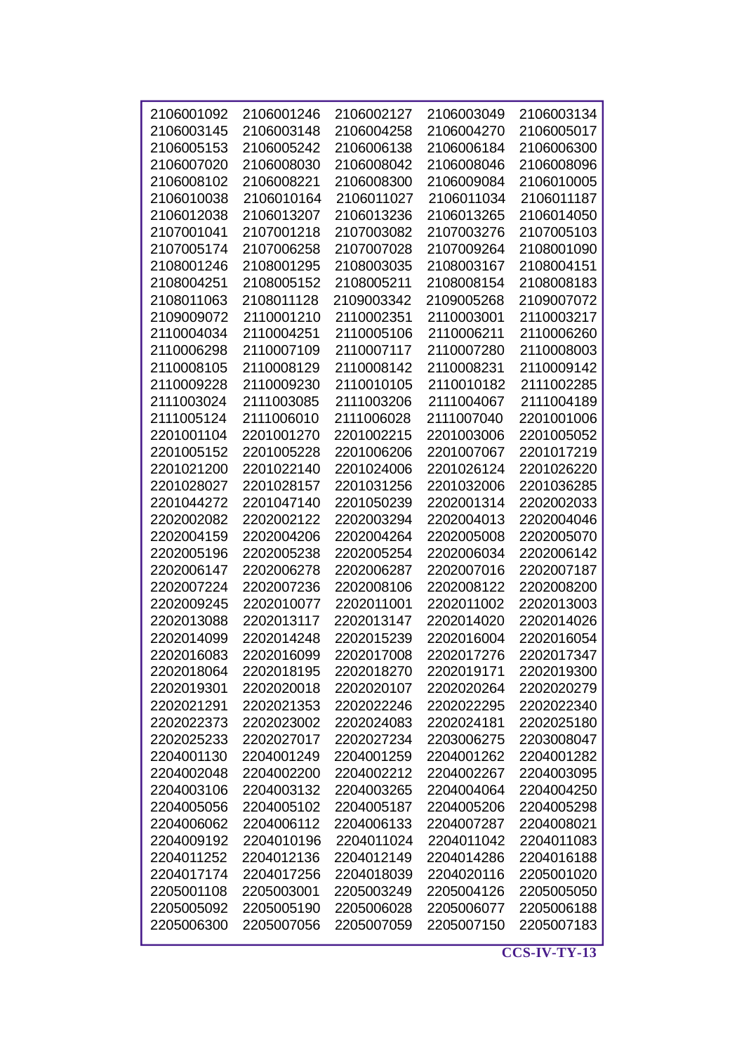| 2106001092 | 2106001246 | 2106002127 | 2106003049 | 2106003134 |
|---|---|---|---|---|
| 2106003145 | 2106003148 | 2106004258 | 2106004270 | 2106005017 |
| 2106005153 | 2106005242 | 2106006138 | 2106006184 | 2106006300 |
| 2106007020 | 2106008030 | 2106008042 | 2106008046 | 2106008096 |
| 2106008102 | 2106008221 | 2106008300 | 2106009084 | 2106010005 |
| 2106010038 | 2106010164 | 2106011027 | 2106011034 | 2106011187 |
| 2106012038 | 2106013207 | 2106013236 | 2106013265 | 2106014050 |
| 2107001041 | 2107001218 | 2107003082 | 2107003276 | 2107005103 |
| 2107005174 | 2107006258 | 2107007028 | 2107009264 | 2108001090 |
| 2108001246 | 2108001295 | 2108003035 | 2108003167 | 2108004151 |
| 2108004251 | 2108005152 | 2108005211 | 2108008154 | 2108008183 |
| 2108011063 | 2108011128 | 2109003342 | 2109005268 | 2109007072 |
| 2109009072 | 2110001210 | 2110002351 | 2110003001 | 2110003217 |
| 2110004034 | 2110004251 | 2110005106 | 2110006211 | 2110006260 |
| 2110006298 | 2110007109 | 2110007117 | 2110007280 | 2110008003 |
| 2110008105 | 2110008129 | 2110008142 | 2110008231 | 2110009142 |
| 2110009228 | 2110009230 | 2110010105 | 2110010182 | 2111002285 |
| 2111003024 | 2111003085 | 2111003206 | 2111004067 | 2111004189 |
| 2111005124 | 2111006010 | 2111006028 | 2111007040 | 2201001006 |
| 2201001104 | 2201001270 | 2201002215 | 2201003006 | 2201005052 |
| 2201005152 | 2201005228 | 2201006206 | 2201007067 | 2201017219 |
| 2201021200 | 2201022140 | 2201024006 | 2201026124 | 2201026220 |
| 2201028027 | 2201028157 | 2201031256 | 2201032006 | 2201036285 |
| 2201044272 | 2201047140 | 2201050239 | 2202001314 | 2202002033 |
| 2202002082 | 2202002122 | 2202003294 | 2202004013 | 2202004046 |
| 2202004159 | 2202004206 | 2202004264 | 2202005008 | 2202005070 |
| 2202005196 | 2202005238 | 2202005254 | 2202006034 | 2202006142 |
| 2202006147 | 2202006278 | 2202006287 | 2202007016 | 2202007187 |
| 2202007224 | 2202007236 | 2202008106 | 2202008122 | 2202008200 |
| 2202009245 | 2202010077 | 2202011001 | 2202011002 | 2202013003 |
| 2202013088 | 2202013117 | 2202013147 | 2202014020 | 2202014026 |
| 2202014099 | 2202014248 | 2202015239 | 2202016004 | 2202016054 |
| 2202016083 | 2202016099 | 2202017008 | 2202017276 | 2202017347 |
| 2202018064 | 2202018195 | 2202018270 | 2202019171 | 2202019300 |
| 2202019301 | 2202020018 | 2202020107 | 2202020264 | 2202020279 |
| 2202021291 | 2202021353 | 2202022246 | 2202022295 | 2202022340 |
| 2202022373 | 2202023002 | 2202024083 | 2202024181 | 2202025180 |
| 2202025233 | 2202027017 | 2202027234 | 2203006275 | 2203008047 |
| 2204001130 | 2204001249 | 2204001259 | 2204001262 | 2204001282 |
| 2204002048 | 2204002200 | 2204002212 | 2204002267 | 2204003095 |
| 2204003106 | 2204003132 | 2204003265 | 2204004064 | 2204004250 |
| 2204005056 | 2204005102 | 2204005187 | 2204005206 | 2204005298 |
| 2204006062 | 2204006112 | 2204006133 | 2204007287 | 2204008021 |
| 2204009192 | 2204010196 | 2204011024 | 2204011042 | 2204011083 |
| 2204011252 | 2204012136 | 2204012149 | 2204014286 | 2204016188 |
| 2204017174 | 2204017256 | 2204018039 | 2204020116 | 2205001020 |
| 2205001108 | 2205003001 | 2205003249 | 2205004126 | 2205005050 |
| 2205005092 | 2205005190 | 2205006028 | 2205006077 | 2205006188 |
| 2205006300 | 2205007056 | 2205007059 | 2205007150 | 2205007183 |

**CCS-IV-TY-13**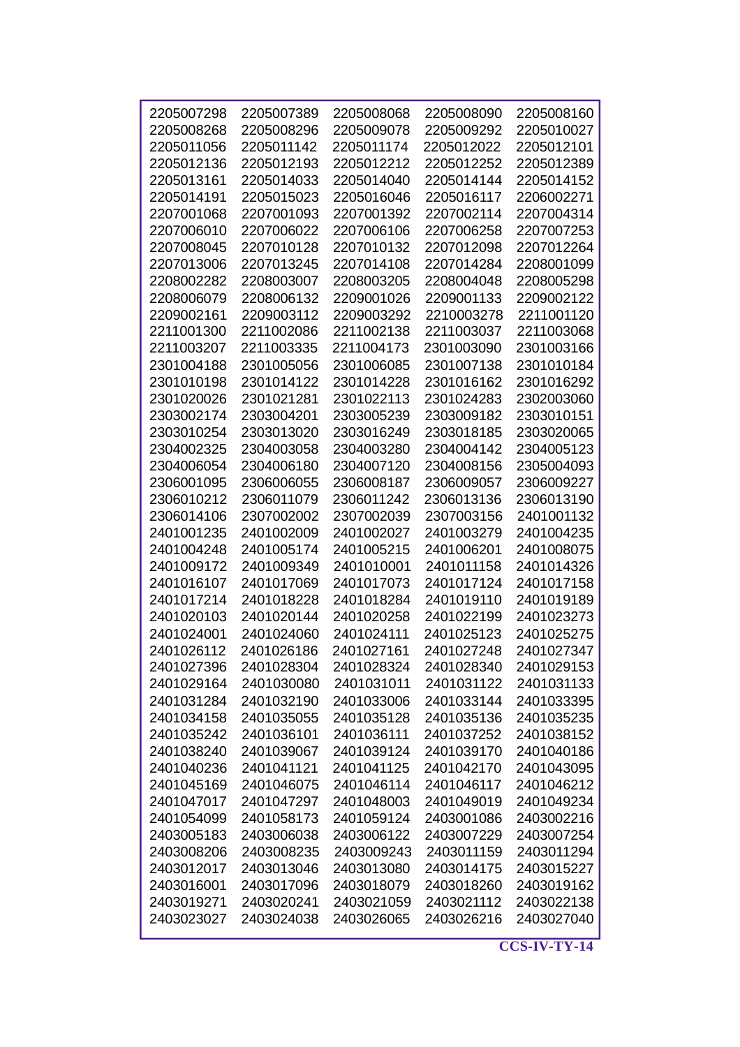| | | | | |
|---|---|---|---|---|
| 2205007298 | 2205007389 | 2205008068 | 2205008090 | 2205008160 |
| 2205008268 | 2205008296 | 2205009078 | 2205009292 | 2205010027 |
| 2205011056 | 2205011142 | 2205011174 | 2205012022 | 2205012101 |
| 2205012136 | 2205012193 | 2205012212 | 2205012252 | 2205012389 |
| 2205013161 | 2205014033 | 2205014040 | 2205014144 | 2205014152 |
| 2205014191 | 2205015023 | 2205016046 | 2205016117 | 2206002271 |
| 2207001068 | 2207001093 | 2207001392 | 2207002114 | 2207004314 |
| 2207006010 | 2207006022 | 2207006106 | 2207006258 | 2207007253 |
| 2207008045 | 2207010128 | 2207010132 | 2207012098 | 2207012264 |
| 2207013006 | 2207013245 | 2207014108 | 2207014284 | 2208001099 |
| 2208002282 | 2208003007 | 2208003205 | 2208004048 | 2208005298 |
| 2208006079 | 2208006132 | 2209001026 | 2209001133 | 2209002122 |
| 2209002161 | 2209003112 | 2209003292 | 2210003278 | 2211001120 |
| 2211001300 | 2211002086 | 2211002138 | 2211003037 | 2211003068 |
| 2211003207 | 2211003335 | 2211004173 | 2301003090 | 2301003166 |
| 2301004188 | 2301005056 | 2301006085 | 2301007138 | 2301010184 |
| 2301010198 | 2301014122 | 2301014228 | 2301016162 | 2301016292 |
| 2301020026 | 2301021281 | 2301022113 | 2301024283 | 2302003060 |
| 2303002174 | 2303004201 | 2303005239 | 2303009182 | 2303010151 |
| 2303010254 | 2303013020 | 2303016249 | 2303018185 | 2303020065 |
| 2304002325 | 2304003058 | 2304003280 | 2304004142 | 2304005123 |
| 2304006054 | 2304006180 | 2304007120 | 2304008156 | 2305004093 |
| 2306001095 | 2306006055 | 2306008187 | 2306009057 | 2306009227 |
| 2306010212 | 2306011079 | 2306011242 | 2306013136 | 2306013190 |
| 2306014106 | 2307002002 | 2307002039 | 2307003156 | 2401001132 |
| 2401001235 | 2401002009 | 2401002027 | 2401003279 | 2401004235 |
| 2401004248 | 2401005174 | 2401005215 | 2401006201 | 2401008075 |
| 2401009172 | 2401009349 | 2401010001 | 2401011158 | 2401014326 |
| 2401016107 | 2401017069 | 2401017073 | 2401017124 | 2401017158 |
| 2401017214 | 2401018228 | 2401018284 | 2401019110 | 2401019189 |
| 2401020103 | 2401020144 | 2401020258 | 2401022199 | 2401023273 |
| 2401024001 | 2401024060 | 2401024111 | 2401025123 | 2401025275 |
| 2401026112 | 2401026186 | 2401027161 | 2401027248 | 2401027347 |
| 2401027396 | 2401028304 | 2401028324 | 2401028340 | 2401029153 |
| 2401029164 | 2401030080 | 2401031011 | 2401031122 | 2401031133 |
| 2401031284 | 2401032190 | 2401033006 | 2401033144 | 2401033395 |
| 2401034158 | 2401035055 | 2401035128 | 2401035136 | 2401035235 |
| 2401035242 | 2401036101 | 2401036111 | 2401037252 | 2401038152 |
| 2401038240 | 2401039067 | 2401039124 | 2401039170 | 2401040186 |
| 2401040236 | 2401041121 | 2401041125 | 2401042170 | 2401043095 |
| 2401045169 | 2401046075 | 2401046114 | 2401046117 | 2401046212 |
| 2401047017 | 2401047297 | 2401048003 | 2401049019 | 2401049234 |
| 2401054099 | 2401058173 | 2401059124 | 2403001086 | 2403002216 |
| 2403005183 | 2403006038 | 2403006122 | 2403007229 | 2403007254 |
| 2403008206 | 2403008235 | 2403009243 | 2403011159 | 2403011294 |
| 2403012017 | 2403013046 | 2403013080 | 2403014175 | 2403015227 |
| 2403016001 | 2403017096 | 2403018079 | 2403018260 | 2403019162 |
| 2403019271 | 2403020241 | 2403021059 | 2403021112 | 2403022138 |
| 2403023027 | 2403024038 | 2403026065 | 2403026216 | 2403027040 |

**CCS-IV-TY-14**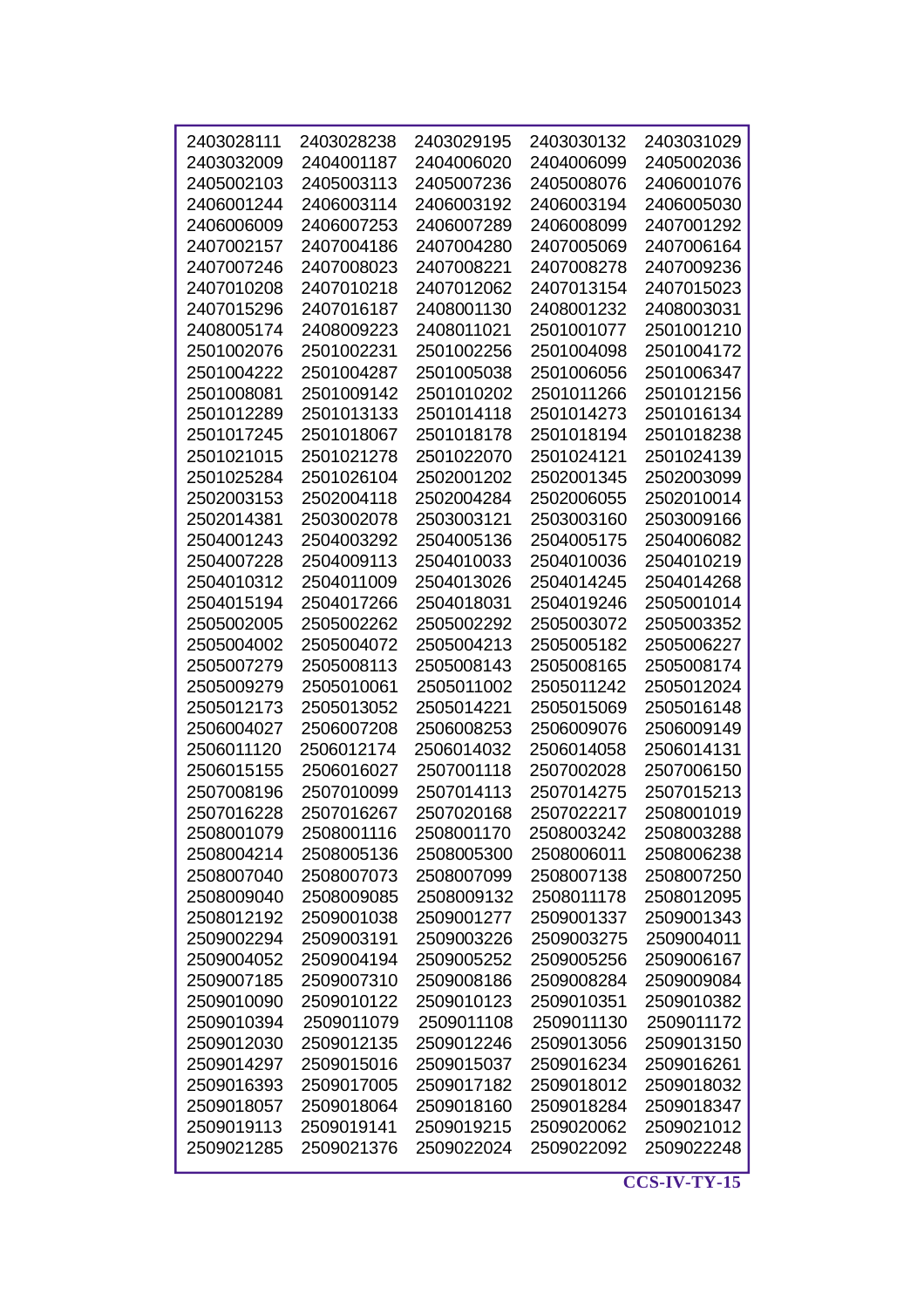| | | | | |
|---|---|---|---|---|
| 2403028111 | 2403028238 | 2403029195 | 2403030132 | 2403031029 |
| 2403032009 | 2404001187 | 2404006020 | 2404006099 | 2405002036 |
| 2405002103 | 2405003113 | 2405007236 | 2405008076 | 2406001076 |
| 2406001244 | 2406003114 | 2406003192 | 2406003194 | 2406005030 |
| 2406006009 | 2406007253 | 2406007289 | 2406008099 | 2407001292 |
| 2407002157 | 2407004186 | 2407004280 | 2407005069 | 2407006164 |
| 2407007246 | 2407008023 | 2407008221 | 2407008278 | 2407009236 |
| 2407010208 | 2407010218 | 2407012062 | 2407013154 | 2407015023 |
| 2407015296 | 2407016187 | 2408001130 | 2408001232 | 2408003031 |
| 2408005174 | 2408009223 | 2408011021 | 2501001077 | 2501001210 |
| 2501002076 | 2501002231 | 2501002256 | 2501004098 | 2501004172 |
| 2501004222 | 2501004287 | 2501005038 | 2501006056 | 2501006347 |
| 2501008081 | 2501009142 | 2501010202 | 2501011266 | 2501012156 |
| 2501012289 | 2501013133 | 2501014118 | 2501014273 | 2501016134 |
| 2501017245 | 2501018067 | 2501018178 | 2501018194 | 2501018238 |
| 2501021015 | 2501021278 | 2501022070 | 2501024121 | 2501024139 |
| 2501025284 | 2501026104 | 2502001202 | 2502001345 | 2502003099 |
| 2502003153 | 2502004118 | 2502004284 | 2502006055 | 2502010014 |
| 2502014381 | 2503002078 | 2503003121 | 2503003160 | 2503009166 |
| 2504001243 | 2504003292 | 2504005136 | 2504005175 | 2504006082 |
| 2504007228 | 2504009113 | 2504010033 | 2504010036 | 2504010219 |
| 2504010312 | 2504011009 | 2504013026 | 2504014245 | 2504014268 |
| 2504015194 | 2504017266 | 2504018031 | 2504019246 | 2505001014 |
| 2505002005 | 2505002262 | 2505002292 | 2505003072 | 2505003352 |
| 2505004002 | 2505004072 | 2505004213 | 2505005182 | 2505006227 |
| 2505007279 | 2505008113 | 2505008143 | 2505008165 | 2505008174 |
| 2505009279 | 2505010061 | 2505011002 | 2505011242 | 2505012024 |
| 2505012173 | 2505013052 | 2505014221 | 2505015069 | 2505016148 |
| 2506004027 | 2506007208 | 2506008253 | 2506009076 | 2506009149 |
| 2506011120 | 2506012174 | 2506014032 | 2506014058 | 2506014131 |
| 2506015155 | 2506016027 | 2507001118 | 2507002028 | 2507006150 |
| 2507008196 | 2507010099 | 2507014113 | 2507014275 | 2507015213 |
| 2507016228 | 2507016267 | 2507020168 | 2507022217 | 2508001019 |
| 2508001079 | 2508001116 | 2508001170 | 2508003242 | 2508003288 |
| 2508004214 | 2508005136 | 2508005300 | 2508006011 | 2508006238 |
| 2508007040 | 2508007073 | 2508007099 | 2508007138 | 2508007250 |
| 2508009040 | 2508009085 | 2508009132 | 2508011178 | 2508012095 |
| 2508012192 | 2509001038 | 2509001277 | 2509001337 | 2509001343 |
| 2509002294 | 2509003191 | 2509003226 | 2509003275 | 2509004011 |
| 2509004052 | 2509004194 | 2509005252 | 2509005256 | 2509006167 |
| 2509007185 | 2509007310 | 2509008186 | 2509008284 | 2509009084 |
| 2509010090 | 2509010122 | 2509010123 | 2509010351 | 2509010382 |
| 2509010394 | 2509011079 | 2509011108 | 2509011130 | 2509011172 |
| 2509012030 | 2509012135 | 2509012246 | 2509013056 | 2509013150 |
| 2509014297 | 2509015016 | 2509015037 | 2509016234 | 2509016261 |
| 2509016393 | 2509017005 | 2509017182 | 2509018012 | 2509018032 |
| 2509018057 | 2509018064 | 2509018160 | 2509018284 | 2509018347 |
| 2509019113 | 2509019141 | 2509019215 | 2509020062 | 2509021012 |
| 2509021285 | 2509021376 | 2509022024 | 2509022092 | 2509022248 |

**CCS-IV-TY-15**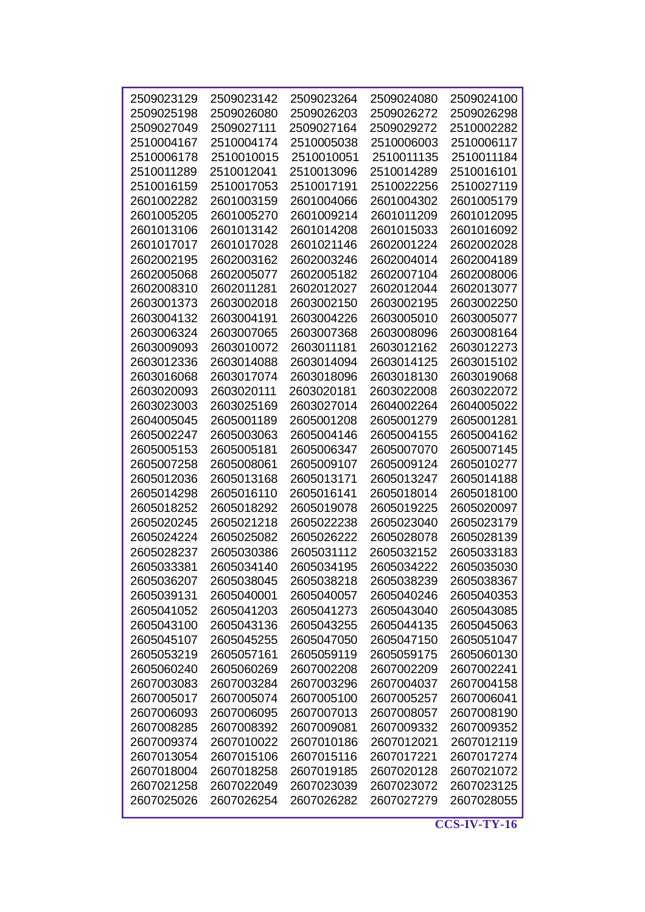| | | | | |
|---|---|---|---|---|
| 2509023129 | 2509023142 | 2509023264 | 2509024080 | 2509024100 |
| 2509025198 | 2509026080 | 2509026203 | 2509026272 | 2509026298 |
| 2509027049 | 2509027111 | 2509027164 | 2509029272 | 2510002282 |
| 2510004167 | 2510004174 | 2510005038 | 2510006003 | 2510006117 |
| 2510006178 | 2510010015 | 2510010051 | 2510011135 | 2510011184 |
| 2510011289 | 2510012041 | 2510013096 | 2510014289 | 2510016101 |
| 2510016159 | 2510017053 | 2510017191 | 2510022256 | 2510027119 |
| 2601002282 | 2601003159 | 2601004066 | 2601004302 | 2601005179 |
| 2601005205 | 2601005270 | 2601009214 | 2601011209 | 2601012095 |
| 2601013106 | 2601013142 | 2601014208 | 2601015033 | 2601016092 |
| 2601017017 | 2601017028 | 2601021146 | 2602001224 | 2602002028 |
| 2602002195 | 2602003162 | 2602003246 | 2602004014 | 2602004189 |
| 2602005068 | 2602005077 | 2602005182 | 2602007104 | 2602008006 |
| 2602008310 | 2602011281 | 2602012027 | 2602012044 | 2602013077 |
| 2603001373 | 2603002018 | 2603002150 | 2603002195 | 2603002250 |
| 2603004132 | 2603004191 | 2603004226 | 2603005010 | 2603005077 |
| 2603006324 | 2603007065 | 2603007368 | 2603008096 | 2603008164 |
| 2603009093 | 2603010072 | 2603011181 | 2603012162 | 2603012273 |
| 2603012336 | 2603014088 | 2603014094 | 2603014125 | 2603015102 |
| 2603016068 | 2603017074 | 2603018096 | 2603018130 | 2603019068 |
| 2603020093 | 2603020111 | 2603020181 | 2603022008 | 2603022072 |
| 2603023003 | 2603025169 | 2603027014 | 2604002264 | 2604005022 |
| 2604005045 | 2605001189 | 2605001208 | 2605001279 | 2605001281 |
| 2605002247 | 2605003063 | 2605004146 | 2605004155 | 2605004162 |
| 2605005153 | 2605005181 | 2605006347 | 2605007070 | 2605007145 |
| 2605007258 | 2605008061 | 2605009107 | 2605009124 | 2605010277 |
| 2605012036 | 2605013168 | 2605013171 | 2605013247 | 2605014188 |
| 2605014298 | 2605016110 | 2605016141 | 2605018014 | 2605018100 |
| 2605018252 | 2605018292 | 2605019078 | 2605019225 | 2605020097 |
| 2605020245 | 2605021218 | 2605022238 | 2605023040 | 2605023179 |
| 2605024224 | 2605025082 | 2605026222 | 2605028078 | 2605028139 |
| 2605028237 | 2605030386 | 2605031112 | 2605032152 | 2605033183 |
| 2605033381 | 2605034140 | 2605034195 | 2605034222 | 2605035030 |
| 2605036207 | 2605038045 | 2605038218 | 2605038239 | 2605038367 |
| 2605039131 | 2605040001 | 2605040057 | 2605040246 | 2605040353 |
| 2605041052 | 2605041203 | 2605041273 | 2605043040 | 2605043085 |
| 2605043100 | 2605043136 | 2605043255 | 2605044135 | 2605045063 |
| 2605045107 | 2605045255 | 2605047050 | 2605047150 | 2605051047 |
| 2605053219 | 2605057161 | 2605059119 | 2605059175 | 2605060130 |
| 2605060240 | 2605060269 | 2607002208 | 2607002209 | 2607002241 |
| 2607003083 | 2607003284 | 2607003296 | 2607004037 | 2607004158 |
| 2607005017 | 2607005074 | 2607005100 | 2607005257 | 2607006041 |
| 2607006093 | 2607006095 | 2607007013 | 2607008057 | 2607008190 |
| 2607008285 | 2607008392 | 2607009081 | 2607009332 | 2607009352 |
| 2607009374 | 2607010022 | 2607010186 | 2607012021 | 2607012119 |
| 2607013054 | 2607015106 | 2607015116 | 2607017221 | 2607017274 |
| 2607018004 | 2607018258 | 2607019185 | 2607020128 | 2607021072 |
| 2607021258 | 2607022049 | 2607023039 | 2607023072 | 2607023125 |
| 2607025026 | 2607026254 | 2607026282 | 2607027279 | 2607028055 |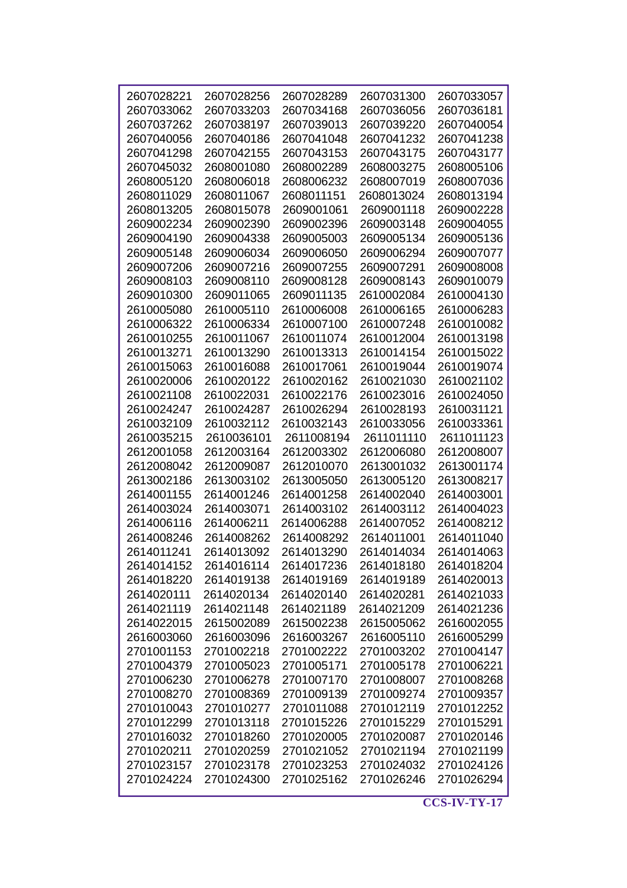| | | | | |
|---|---|---|---|---|
| 2607028221 | 2607028256 | 2607028289 | 2607031300 | 2607033057 |
| 2607033062 | 2607033203 | 2607034168 | 2607036056 | 2607036181 |
| 2607037262 | 2607038197 | 2607039013 | 2607039220 | 2607040054 |
| 2607040056 | 2607040186 | 2607041048 | 2607041232 | 2607041238 |
| 2607041298 | 2607042155 | 2607043153 | 2607043175 | 2607043177 |
| 2607045032 | 2608001080 | 2608002289 | 2608003275 | 2608005106 |
| 2608005120 | 2608006018 | 2608006232 | 2608007019 | 2608007036 |
| 2608011029 | 2608011067 | 2608011151 | 2608013024 | 2608013194 |
| 2608013205 | 2608015078 | 2609001061 | 2609001118 | 2609002228 |
| 2609002234 | 2609002390 | 2609002396 | 2609003148 | 2609004055 |
| 2609004190 | 2609004338 | 2609005003 | 2609005134 | 2609005136 |
| 2609005148 | 2609006034 | 2609006050 | 2609006294 | 2609007077 |
| 2609007206 | 2609007216 | 2609007255 | 2609007291 | 2609008008 |
| 2609008103 | 2609008110 | 2609008128 | 2609008143 | 2609010079 |
| 2609010300 | 2609011065 | 2609011135 | 2610002084 | 2610004130 |
| 2610005080 | 2610005110 | 2610006008 | 2610006165 | 2610006283 |
| 2610006322 | 2610006334 | 2610007100 | 2610007248 | 2610010082 |
| 2610010255 | 2610011067 | 2610011074 | 2610012004 | 2610013198 |
| 2610013271 | 2610013290 | 2610013313 | 2610014154 | 2610015022 |
| 2610015063 | 2610016088 | 2610017061 | 2610019044 | 2610019074 |
| 2610020006 | 2610020122 | 2610020162 | 2610021030 | 2610021102 |
| 2610021108 | 2610022031 | 2610022176 | 2610023016 | 2610024050 |
| 2610024247 | 2610024287 | 2610026294 | 2610028193 | 2610031121 |
| 2610032109 | 2610032112 | 2610032143 | 2610033056 | 2610033361 |
| 2610035215 | 2610036101 | 2611008194 | 2611011110 | 2611011123 |
| 2612001058 | 2612003164 | 2612003302 | 2612006080 | 2612008007 |
| 2612008042 | 2612009087 | 2612010070 | 2613001032 | 2613001174 |
| 2613002186 | 2613003102 | 2613005050 | 2613005120 | 2613008217 |
| 2614001155 | 2614001246 | 2614001258 | 2614002040 | 2614003001 |
| 2614003024 | 2614003071 | 2614003102 | 2614003112 | 2614004023 |
| 2614006116 | 2614006211 | 2614006288 | 2614007052 | 2614008212 |
| 2614008246 | 2614008262 | 2614008292 | 2614011001 | 2614011040 |
| 2614011241 | 2614013092 | 2614013290 | 2614014034 | 2614014063 |
| 2614014152 | 2614016114 | 2614017236 | 2614018180 | 2614018204 |
| 2614018220 | 2614019138 | 2614019169 | 2614019189 | 2614020013 |
| 2614020111 | 2614020134 | 2614020140 | 2614020281 | 2614021033 |
| 2614021119 | 2614021148 | 2614021189 | 2614021209 | 2614021236 |
| 2614022015 | 2615002089 | 2615002238 | 2615005062 | 2616002055 |
| 2616003060 | 2616003096 | 2616003267 | 2616005110 | 2616005299 |
| 2701001153 | 2701002218 | 2701002222 | 2701003202 | 2701004147 |
| 2701004379 | 2701005023 | 2701005171 | 2701005178 | 2701006221 |
| 2701006230 | 2701006278 | 2701007170 | 2701008007 | 2701008268 |
| 2701008270 | 2701008369 | 2701009139 | 2701009274 | 2701009357 |
| 2701010043 | 2701010277 | 2701011088 | 2701012119 | 2701012252 |
| 2701012299 | 2701013118 | 2701015226 | 2701015229 | 2701015291 |
| 2701016032 | 2701018260 | 2701020005 | 2701020087 | 2701020146 |
| 2701020211 | 2701020259 | 2701021052 | 2701021194 | 2701021199 |
| 2701023157 | 2701023178 | 2701023253 | 2701024032 | 2701024126 |
| 2701024224 | 2701024300 | 2701025162 | 2701026246 | 2701026294 |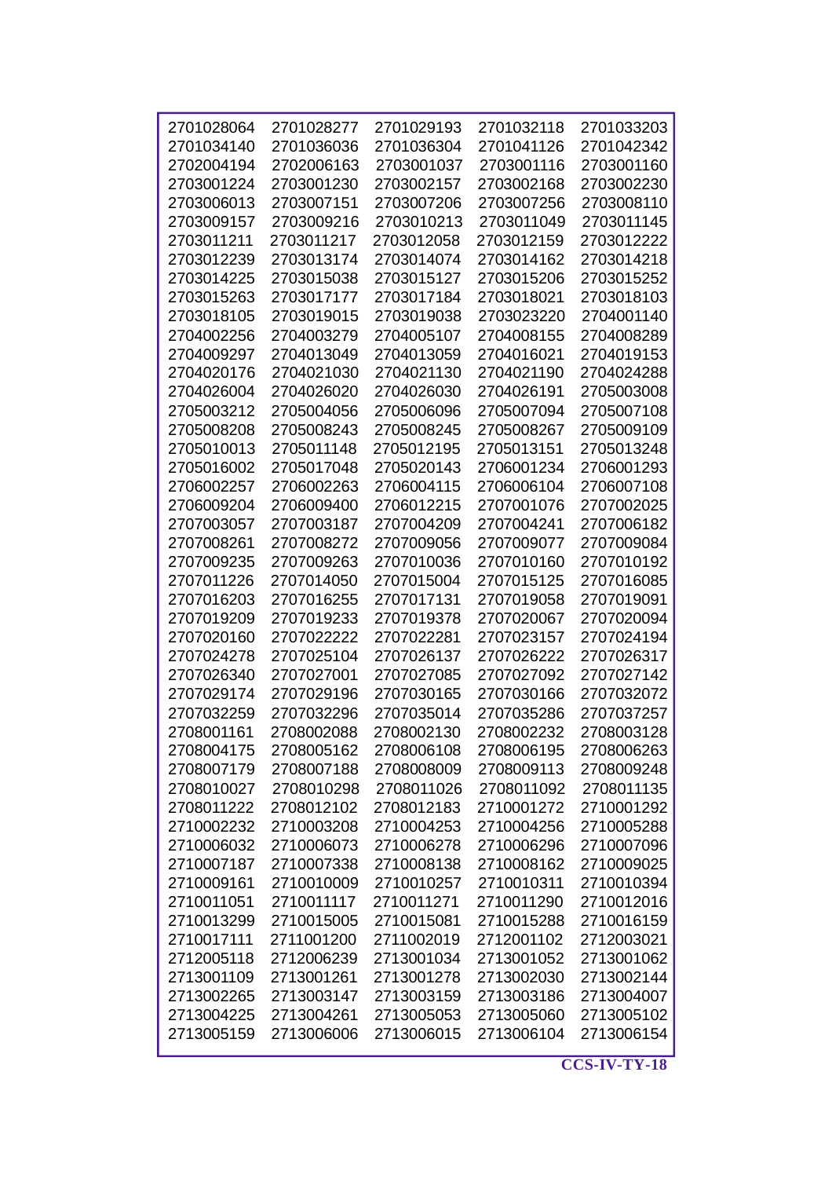| | | | | |
|---|---|---|---|---|
| 2701028064 | 2701028277 | 2701029193 | 2701032118 | 2701033203 |
| 2701034140 | 2701036036 | 2701036304 | 2701041126 | 2701042342 |
| 2702004194 | 2702006163 | 2703001037 | 2703001116 | 2703001160 |
| 2703001224 | 2703001230 | 2703002157 | 2703002168 | 2703002230 |
| 2703006013 | 2703007151 | 2703007206 | 2703007256 | 2703008110 |
| 2703009157 | 2703009216 | 2703010213 | 2703011049 | 2703011145 |
| 2703011211 | 2703011217 | 2703012058 | 2703012159 | 2703012222 |
| 2703012239 | 2703013174 | 2703014074 | 2703014162 | 2703014218 |
| 2703014225 | 2703015038 | 2703015127 | 2703015206 | 2703015252 |
| 2703015263 | 2703017177 | 2703017184 | 2703018021 | 2703018103 |
| 2703018105 | 2703019015 | 2703019038 | 2703023220 | 2704001140 |
| 2704002256 | 2704003279 | 2704005107 | 2704008155 | 2704008289 |
| 2704009297 | 2704013049 | 2704013059 | 2704016021 | 2704019153 |
| 2704020176 | 2704021030 | 2704021130 | 2704021190 | 2704024288 |
| 2704026004 | 2704026020 | 2704026030 | 2704026191 | 2705003008 |
| 2705003212 | 2705004056 | 2705006096 | 2705007094 | 2705007108 |
| 2705008208 | 2705008243 | 2705008245 | 2705008267 | 2705009109 |
| 2705010013 | 2705011148 | 2705012195 | 2705013151 | 2705013248 |
| 2705016002 | 2705017048 | 2705020143 | 2706001234 | 2706001293 |
| 2706002257 | 2706002263 | 2706004115 | 2706006104 | 2706007108 |
| 2706009204 | 2706009400 | 2706012215 | 2707001076 | 2707002025 |
| 2707003057 | 2707003187 | 2707004209 | 2707004241 | 2707006182 |
| 2707008261 | 2707008272 | 2707009056 | 2707009077 | 2707009084 |
| 2707009235 | 2707009263 | 2707010036 | 2707010160 | 2707010192 |
| 2707011226 | 2707014050 | 2707015004 | 2707015125 | 2707016085 |
| 2707016203 | 2707016255 | 2707017131 | 2707019058 | 2707019091 |
| 2707019209 | 2707019233 | 2707019378 | 2707020067 | 2707020094 |
| 2707020160 | 2707022222 | 2707022281 | 2707023157 | 2707024194 |
| 2707024278 | 2707025104 | 2707026137 | 2707026222 | 2707026317 |
| 2707026340 | 2707027001 | 2707027085 | 2707027092 | 2707027142 |
| 2707029174 | 2707029196 | 2707030165 | 2707030166 | 2707032072 |
| 2707032259 | 2707032296 | 2707035014 | 2707035286 | 2707037257 |
| 2708001161 | 2708002088 | 2708002130 | 2708002232 | 2708003128 |
| 2708004175 | 2708005162 | 2708006108 | 2708006195 | 2708006263 |
| 2708007179 | 2708007188 | 2708008009 | 2708009113 | 2708009248 |
| 2708010027 | 2708010298 | 2708011026 | 2708011092 | 2708011135 |
| 2708011222 | 2708012102 | 2708012183 | 2710001272 | 2710001292 |
| 2710002232 | 2710003208 | 2710004253 | 2710004256 | 2710005288 |
| 2710006032 | 2710006073 | 2710006278 | 2710006296 | 2710007096 |
| 2710007187 | 2710007338 | 2710008138 | 2710008162 | 2710009025 |
| 2710009161 | 2710010009 | 2710010257 | 2710010311 | 2710010394 |
| 2710011051 | 2710011117 | 2710011271 | 2710011290 | 2710012016 |
| 2710013299 | 2710015005 | 2710015081 | 2710015288 | 2710016159 |
| 2710017111 | 2711001200 | 2711002019 | 2712001102 | 2712003021 |
| 2712005118 | 2712006239 | 2713001034 | 2713001052 | 2713001062 |
| 2713001109 | 2713001261 | 2713001278 | 2713002030 | 2713002144 |
| 2713002265 | 2713003147 | 2713003159 | 2713003186 | 2713004007 |
| 2713004225 | 2713004261 | 2713005053 | 2713005060 | 2713005102 |
| 2713005159 | 2713006006 | 2713006015 | 2713006104 | 2713006154 |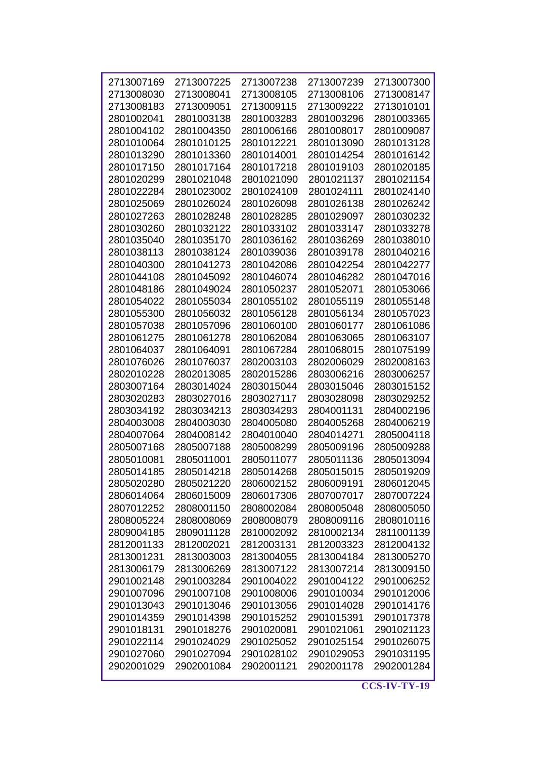| 2713007169 | 2713007225 | 2713007238 | 2713007239 | 2713007300 |
|---|---|---|---|---|
| 2713008030 | 2713008041 | 2713008105 | 2713008106 | 2713008147 |
| 2713008183 | 2713009051 | 2713009115 | 2713009222 | 2713010101 |
| 2801002041 | 2801003138 | 2801003283 | 2801003296 | 2801003365 |
| 2801004102 | 2801004350 | 2801006166 | 2801008017 | 2801009087 |
| 2801010064 | 2801010125 | 2801012221 | 2801013090 | 2801013128 |
| 2801013290 | 2801013360 | 2801014001 | 2801014254 | 2801016142 |
| 2801017150 | 2801017164 | 2801017218 | 2801019103 | 2801020185 |
| 2801020299 | 2801021048 | 2801021090 | 2801021137 | 2801021154 |
| 2801022284 | 2801023002 | 2801024109 | 2801024111 | 2801024140 |
| 2801025069 | 2801026024 | 2801026098 | 2801026138 | 2801026242 |
| 2801027263 | 2801028248 | 2801028285 | 2801029097 | 2801030232 |
| 2801030260 | 2801032122 | 2801033102 | 2801033147 | 2801033278 |
| 2801035040 | 2801035170 | 2801036162 | 2801036269 | 2801038010 |
| 2801038113 | 2801038124 | 2801039036 | 2801039178 | 2801040216 |
| 2801040300 | 2801041273 | 2801042086 | 2801042254 | 2801042277 |
| 2801044108 | 2801045092 | 2801046074 | 2801046282 | 2801047016 |
| 2801048186 | 2801049024 | 2801050237 | 2801052071 | 2801053066 |
| 2801054022 | 2801055034 | 2801055102 | 2801055119 | 2801055148 |
| 2801055300 | 2801056032 | 2801056128 | 2801056134 | 2801057023 |
| 2801057038 | 2801057096 | 2801060100 | 2801060177 | 2801061086 |
| 2801061275 | 2801061278 | 2801062084 | 2801063065 | 2801063107 |
| 2801064037 | 2801064091 | 2801067284 | 2801068015 | 2801075199 |
| 2801076026 | 2801076037 | 2802003103 | 2802006029 | 2802008163 |
| 2802010228 | 2802013085 | 2802015286 | 2803006216 | 2803006257 |
| 2803007164 | 2803014024 | 2803015044 | 2803015046 | 2803015152 |
| 2803020283 | 2803027016 | 2803027117 | 2803028098 | 2803029252 |
| 2803034192 | 2803034213 | 2803034293 | 2804001131 | 2804002196 |
| 2804003008 | 2804003030 | 2804005080 | 2804005268 | 2804006219 |
| 2804007064 | 2804008142 | 2804010040 | 2804014271 | 2805004118 |
| 2805007168 | 2805007188 | 2805008299 | 2805009196 | 2805009288 |
| 2805010081 | 2805011001 | 2805011077 | 2805011136 | 2805013094 |
| 2805014185 | 2805014218 | 2805014268 | 2805015015 | 2805019209 |
| 2805020280 | 2805021220 | 2806002152 | 2806009191 | 2806012045 |
| 2806014064 | 2806015009 | 2806017306 | 2807007017 | 2807007224 |
| 2807012252 | 2808001150 | 2808002084 | 2808005048 | 2808005050 |
| 2808005224 | 2808008069 | 2808008079 | 2808009116 | 2808010116 |
| 2809004185 | 2809011128 | 2810002092 | 2810002134 | 2811001139 |
| 2812001133 | 2812002021 | 2812003131 | 2812003323 | 2812004132 |
| 2813001231 | 2813003003 | 2813004055 | 2813004184 | 2813005270 |
| 2813006179 | 2813006269 | 2813007122 | 2813007214 | 2813009150 |
| 2901002148 | 2901003284 | 2901004022 | 2901004122 | 2901006252 |
| 2901007096 | 2901007108 | 2901008006 | 2901010034 | 2901012006 |
| 2901013043 | 2901013046 | 2901013056 | 2901014028 | 2901014176 |
| 2901014359 | 2901014398 | 2901015252 | 2901015391 | 2901017378 |
| 2901018131 | 2901018276 | 2901020081 | 2901021061 | 2901021123 |
| 2901022114 | 2901024029 | 2901025052 | 2901025154 | 2901026075 |
| 2901027060 | 2901027094 | 2901028102 | 2901029053 | 2901031195 |
| 2902001029 | 2902001084 | 2902001121 | 2902001178 | 2902001284 |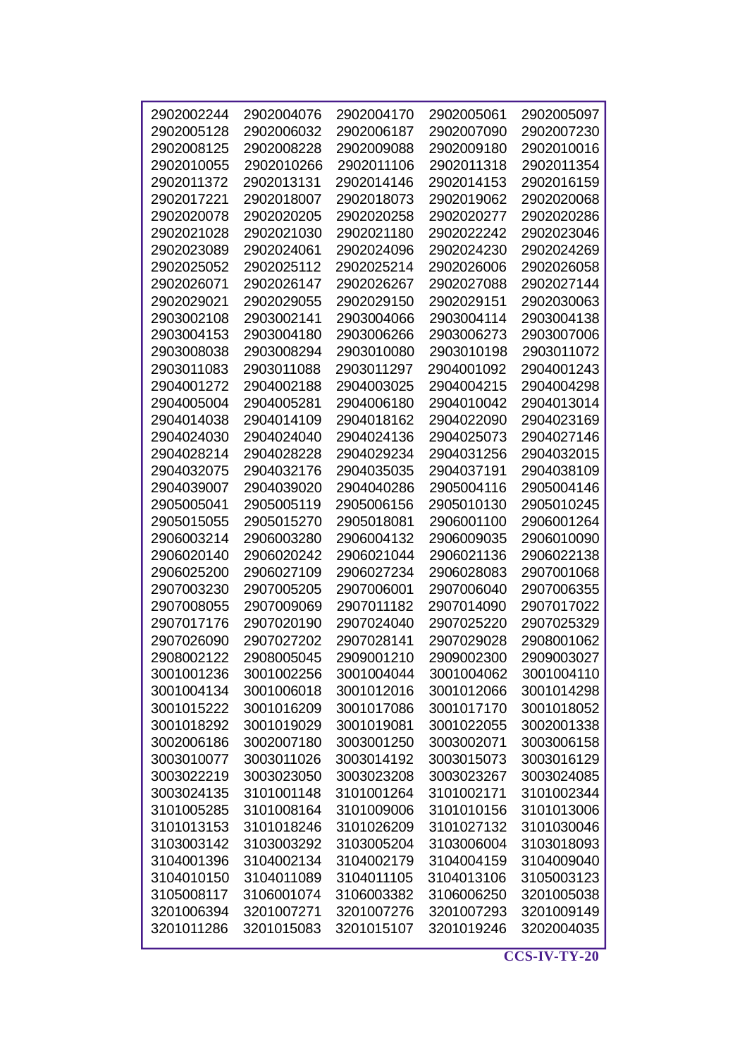| 2902002244 | 2902004076 | 2902004170 | 2902005061 | 2902005097 |
|---|---|---|---|---|
| 2902005128 | 2902006032 | 2902006187 | 2902007090 | 2902007230 |
| 2902008125 | 2902008228 | 2902009088 | 2902009180 | 2902010016 |
| 2902010055 | 2902010266 | 2902011106 | 2902011318 | 2902011354 |
| 2902011372 | 2902013131 | 2902014146 | 2902014153 | 2902016159 |
| 2902017221 | 2902018007 | 2902018073 | 2902019062 | 2902020068 |
| 2902020078 | 2902020205 | 2902020258 | 2902020277 | 2902020286 |
| 2902021028 | 2902021030 | 2902021180 | 2902022242 | 2902023046 |
| 2902023089 | 2902024061 | 2902024096 | 2902024230 | 2902024269 |
| 2902025052 | 2902025112 | 2902025214 | 2902026006 | 2902026058 |
| 2902026071 | 2902026147 | 2902026267 | 2902027088 | 2902027144 |
| 2902029021 | 2902029055 | 2902029150 | 2902029151 | 2902030063 |
| 2903002108 | 2903002141 | 2903004066 | 2903004114 | 2903004138 |
| 2903004153 | 2903004180 | 2903006266 | 2903006273 | 2903007006 |
| 2903008038 | 2903008294 | 2903010080 | 2903010198 | 2903011072 |
| 2903011083 | 2903011088 | 2903011297 | 2904001092 | 2904001243 |
| 2904001272 | 2904002188 | 2904003025 | 2904004215 | 2904004298 |
| 2904005004 | 2904005281 | 2904006180 | 2904010042 | 2904013014 |
| 2904014038 | 2904014109 | 2904018162 | 2904022090 | 2904023169 |
| 2904024030 | 2904024040 | 2904024136 | 2904025073 | 2904027146 |
| 2904028214 | 2904028228 | 2904029234 | 2904031256 | 2904032015 |
| 2904032075 | 2904032176 | 2904035035 | 2904037191 | 2904038109 |
| 2904039007 | 2904039020 | 2904040286 | 2905004116 | 2905004146 |
| 2905005041 | 2905005119 | 2905006156 | 2905010130 | 2905010245 |
| 2905015055 | 2905015270 | 2905018081 | 2906001100 | 2906001264 |
| 2906003214 | 2906003280 | 2906004132 | 2906009035 | 2906010090 |
| 2906020140 | 2906020242 | 2906021044 | 2906021136 | 2906022138 |
| 2906025200 | 2906027109 | 2906027234 | 2906028083 | 2907001068 |
| 2907003230 | 2907005205 | 2907006001 | 2907006040 | 2907006355 |
| 2907008055 | 2907009069 | 2907011182 | 2907014090 | 2907017022 |
| 2907017176 | 2907020190 | 2907024040 | 2907025220 | 2907025329 |
| 2907026090 | 2907027202 | 2907028141 | 2907029028 | 2908001062 |
| 2908002122 | 2908005045 | 2909001210 | 2909002300 | 2909003027 |
| 3001001236 | 3001002256 | 3001004044 | 3001004062 | 3001004110 |
| 3001004134 | 3001006018 | 3001012016 | 3001012066 | 3001014298 |
| 3001015222 | 3001016209 | 3001017086 | 3001017170 | 3001018052 |
| 3001018292 | 3001019029 | 3001019081 | 3001022055 | 3002001338 |
| 3002006186 | 3002007180 | 3003001250 | 3003002071 | 3003006158 |
| 3003010077 | 3003011026 | 3003014192 | 3003015073 | 3003016129 |
| 3003022219 | 3003023050 | 3003023208 | 3003023267 | 3003024085 |
| 3003024135 | 3101001148 | 3101001264 | 3101002171 | 3101002344 |
| 3101005285 | 3101008164 | 3101009006 | 3101010156 | 3101013006 |
| 3101013153 | 3101018246 | 3101026209 | 3101027132 | 3101030046 |
| 3103003142 | 3103003292 | 3103005204 | 3103006004 | 3103018093 |
| 3104001396 | 3104002134 | 3104002179 | 3104004159 | 3104009040 |
| 3104010150 | 3104011089 | 3104011105 | 3104013106 | 3105003123 |
| 3105008117 | 3106001074 | 3106003382 | 3106006250 | 3201005038 |
| 3201006394 | 3201007271 | 3201007276 | 3201007293 | 3201009149 |
| 3201011286 | 3201015083 | 3201015107 | 3201019246 | 3202004035 |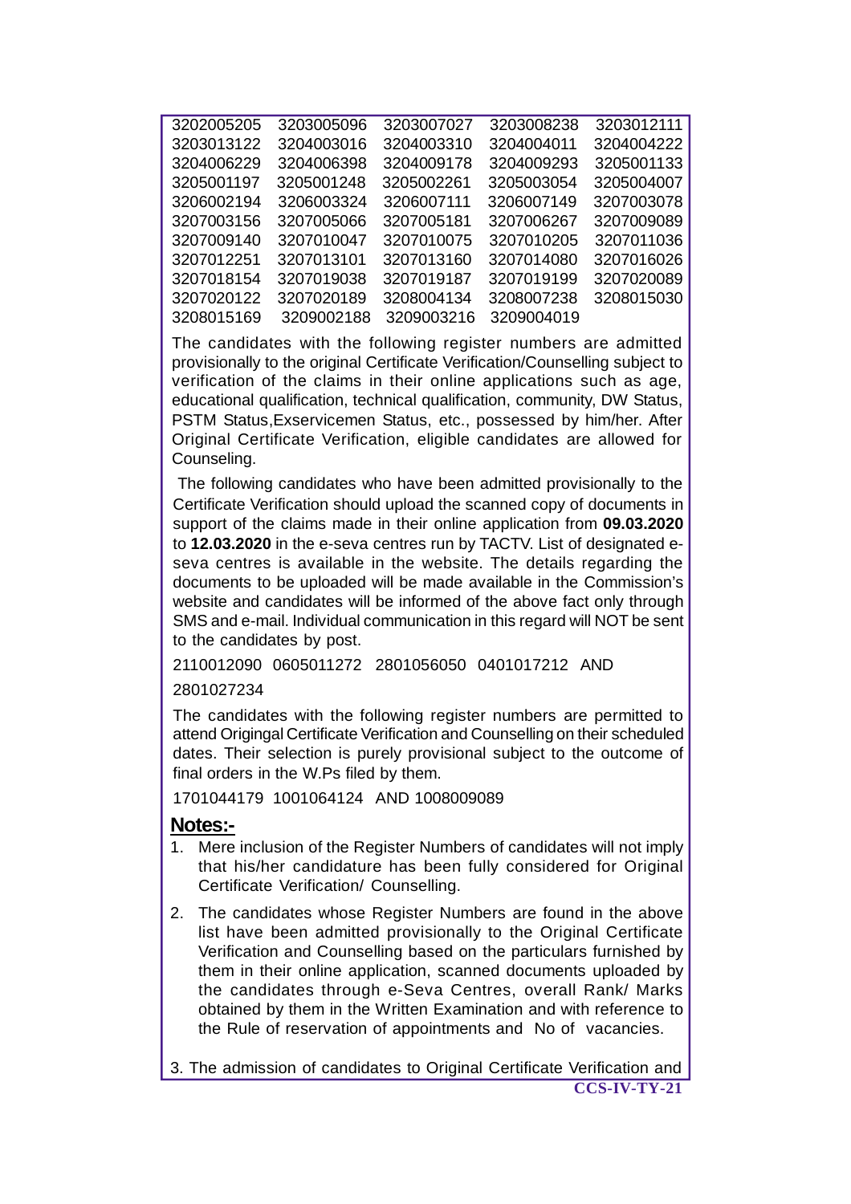| | | | | |
|---|---|---|---|---|
| 3202005205 | 3203005096 | 3203007027 | 3203008238 | 3203012111 |
| 3203013122 | 3204003016 | 3204003310 | 3204004011 | 3204004222 |
| 3204006229 | 3204006398 | 3204009178 | 3204009293 | 3205001133 |
| 3205001197 | 3205001248 | 3205002261 | 3205003054 | 3205004007 |
| 3206002194 | 3206003324 | 3206007111 | 3206007149 | 3207003078 |
| 3207003156 | 3207005066 | 3207005181 | 3207006267 | 3207009089 |
| 3207009140 | 3207010047 | 3207010075 | 3207010205 | 3207011036 |
| 3207012251 | 3207013101 | 3207013160 | 3207014080 | 3207016026 |
| 3207018154 | 3207019038 | 3207019187 | 3207019199 | 3207020089 |
| 3207020122 | 3207020189 | 3208004134 | 3208007238 | 3208015030 |
| 3208015169 | 3209002188 | 3209003216 | 3209004019 | |

The candidates with the following register numbers are admitted provisionally to the original Certificate Verification/Counselling subject to verification of the claims in their online applications such as age, educational qualification, technical qualification, community, DW Status, PSTM Status,Exservicemen Status, etc., possessed by him/her. After Original Certificate Verification, eligible candidates are allowed for Counseling.

The following candidates who have been admitted provisionally to the Certificate Verification should upload the scanned copy of documents in support of the claims made in their online application from **09.03.2020** to **12.03.2020** in the e-seva centres run by TACTV. List of designated e-seva centres is available in the website. The details regarding the documents to be uploaded will be made available in the Commission's website and candidates will be informed of the above fact only through SMS and e-mail. Individual communication in this regard will NOT be sent to the candidates by post.

2110012090 0605011272 2801056050 0401017212 AND

2801027234

The candidates with the following register numbers are permitted to attend Origingal Certificate Verification and Counselling on their scheduled dates. Their selection is purely provisional subject to the outcome of final orders in the W.Ps filed by them.

1701044179 1001064124 AND 1008009089

**Notes:-**

1. Mere inclusion of the Register Numbers of candidates will not imply that his/her candidature has been fully considered for Original Certificate Verification/ Counselling.
2. The candidates whose Register Numbers are found in the above list have been admitted provisionally to the Original Certificate Verification and Counselling based on the particulars furnished by them in their online application, scanned documents uploaded by the candidates through e-Seva Centres, overall Rank/ Marks obtained by them in the Written Examination and with reference to the Rule of reservation of appointments and No of vacancies.
3. The admission of candidates to Original Certificate Verification and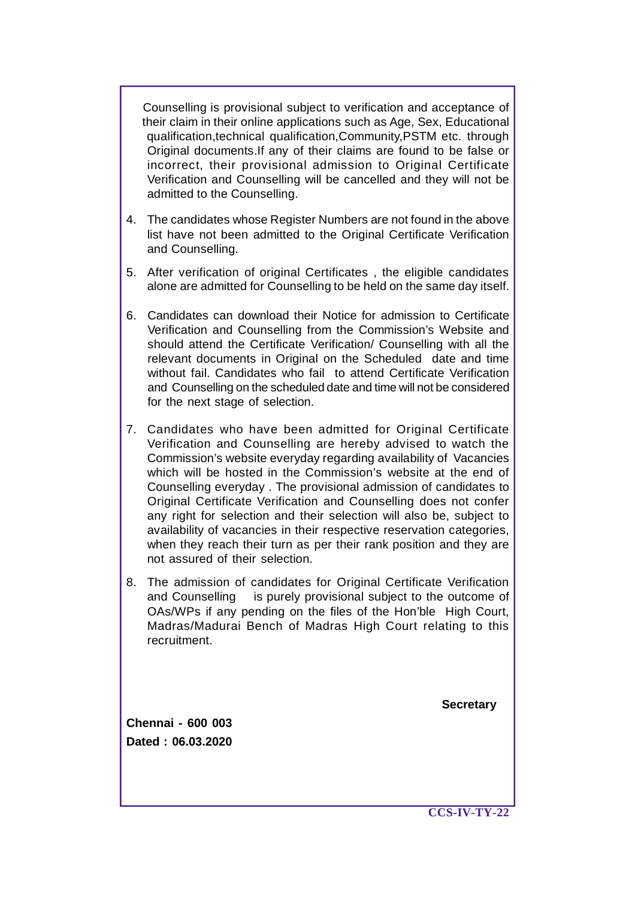Counselling is provisional subject to verification and acceptance of their claim in their online applications such as Age, Sex, Educational qualification,technical qualification,Community,PSTM etc. through Original documents.If any of their claims are found to be false or incorrect, their provisional admission to Original Certificate Verification and Counselling will be cancelled and they will not be admitted to the Counselling.

4. The candidates whose Register Numbers are not found in the above list have not been admitted to the Original Certificate Verification and Counselling.

5. After verification of original Certificates , the eligible candidates alone are admitted for Counselling to be held on the same day itself.

6. Candidates can download their Notice for admission to Certificate Verification and Counselling from the Commission's Website and should attend the Certificate Verification/ Counselling with all the relevant documents in Original on the Scheduled date and time without fail. Candidates who fail to attend Certificate Verification and Counselling on the scheduled date and time will not be considered for the next stage of selection.

7. Candidates who have been admitted for Original Certificate Verification and Counselling are hereby advised to watch the Commission's website everyday regarding availability of Vacancies which will be hosted in the Commission's website at the end of Counselling everyday . The provisional admission of candidates to Original Certificate Verification and Counselling does not confer any right for selection and their selection will also be, subject to availability of vacancies in their respective reservation categories, when they reach their turn as per their rank position and they are not assured of their selection.

8. The admission of candidates for Original Certificate Verification and Counselling is purely provisional subject to the outcome of OAs/WPs if any pending on the files of the Hon'ble High Court, Madras/Madurai Bench of Madras High Court relating to this recruitment.

**Secretary**

**Chennai - 600 003**

**Dated : 06.03.2020**

**CCS-IV-TY-22**